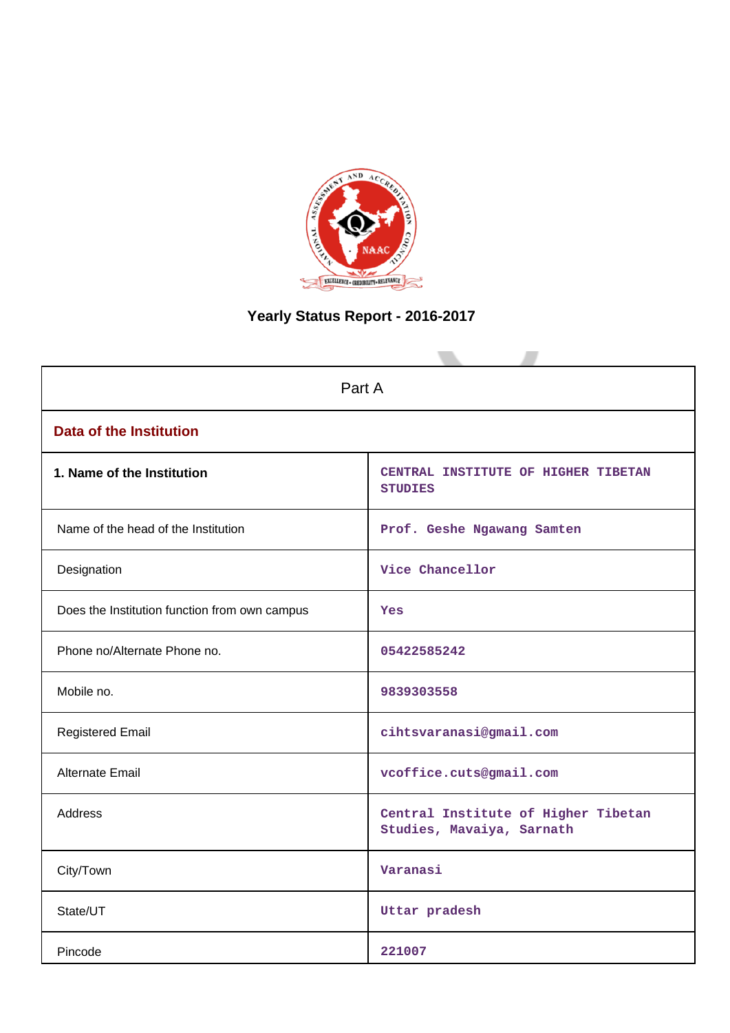# Yearly Status Report - 2016-2017

| Part A | |
|---|---|
| **Data of the Institution** | |
| **1. Name of the Institution** | CENTRAL INSTITUTE OF HIGHER TIBETAN STUDIES |
| Name of the head of the Institution | Prof. Geshe Ngawang Samten |
| Designation | Vice Chancellor |
| Does the Institution function from own campus | Yes |
| Phone no/Alternate Phone no. | 05422585242 |
| Mobile no. | 9839303558 |
| Registered Email | cihtsvaranasi@gmail.com |
| Alternate Email | vcoffice.cuts@gmail.com |
| Address | Central Institute of Higher Tibetan Studies, Mavaiya, Sarnath |
| City/Town | Varanasi |
| State/UT | Uttar pradesh |
| Pincode | 221007 |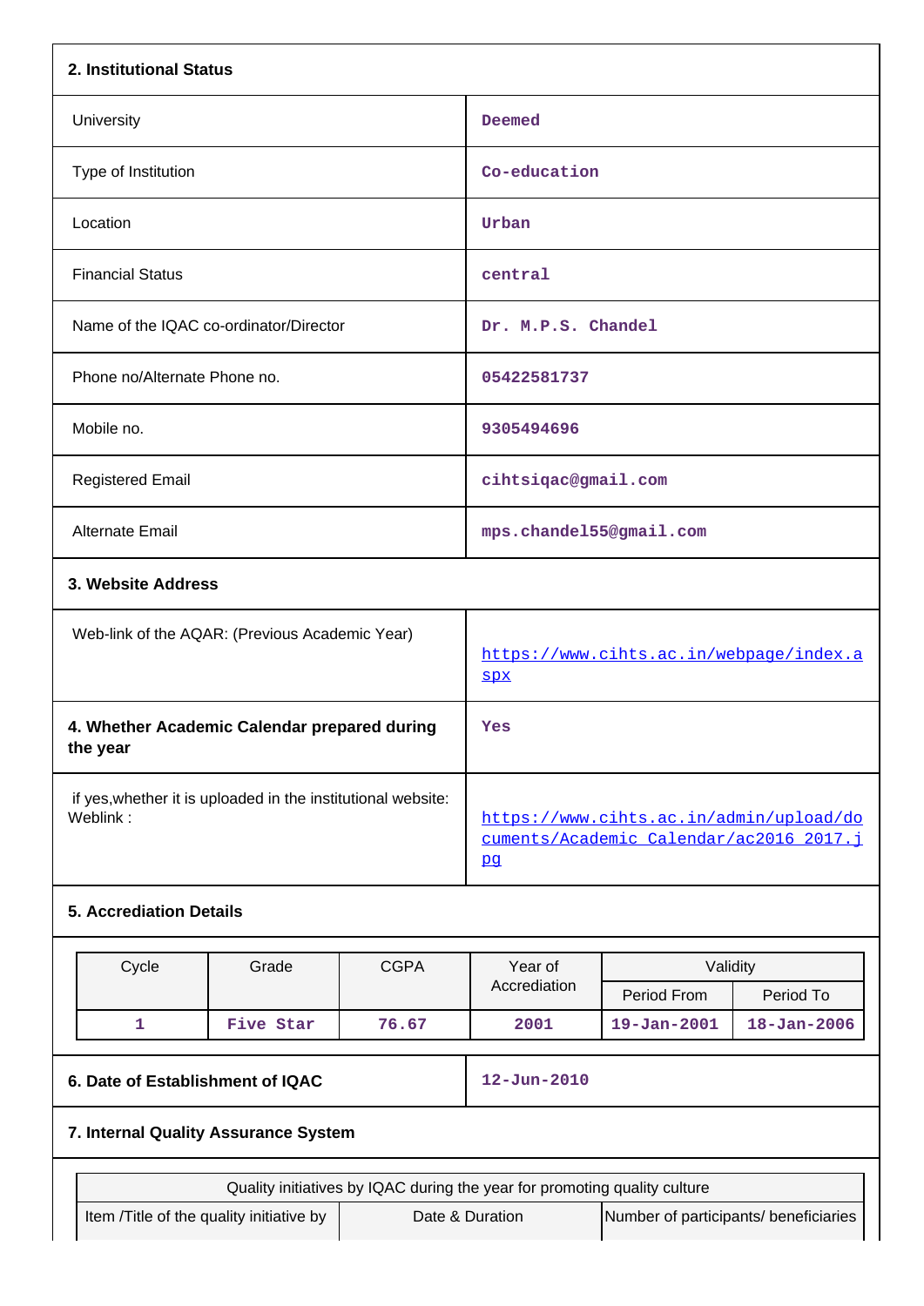### 2. Institutional Status

| | |
|---|---|
| University | Deemed |
| Type of Institution | Co-education |
| Location | Urban |
| Financial Status | central |
| Name of the IQAC co-ordinator/Director | Dr. M.P.S. Chandel |
| Phone no/Alternate Phone no. | 05422581737 |
| Mobile no. | 9305494696 |
| Registered Email | cihtsiqac@gmail.com |
| Alternate Email | mps.chandel55@gmail.com |

### 3. Website Address

| | |
|---|---|
| Web-link of the AQAR: (Previous Academic Year) | https://www.cihts.ac.in/webpage/index.aspx |
| **4. Whether Academic Calendar prepared during the year** | Yes |
| if yes,whether it is uploaded in the institutional website: Weblink : | https://www.cihts.ac.in/admin/upload/documents/Academic_Calendar/ac2016_2017.jpg |

### 5. Accrediation Details

| Cycle | Grade | CGPA | Year of Accrediation | Validity | |
|---|---|---|---|---|---|
| | | | | Period From | Period To |
| 1 | Five Star | 76.67 | 2001 | 19-Jan-2001 | 18-Jan-2006 |

| | |
|---|---|
| **6. Date of Establishment of IQAC** | 12-Jun-2010 |

### 7. Internal Quality Assurance System

| Quality initiatives by IQAC during the year for promoting quality culture | | |
|---|---|---|
| Item /Title of the quality initiative by | Date & Duration | Number of participants/ beneficiaries |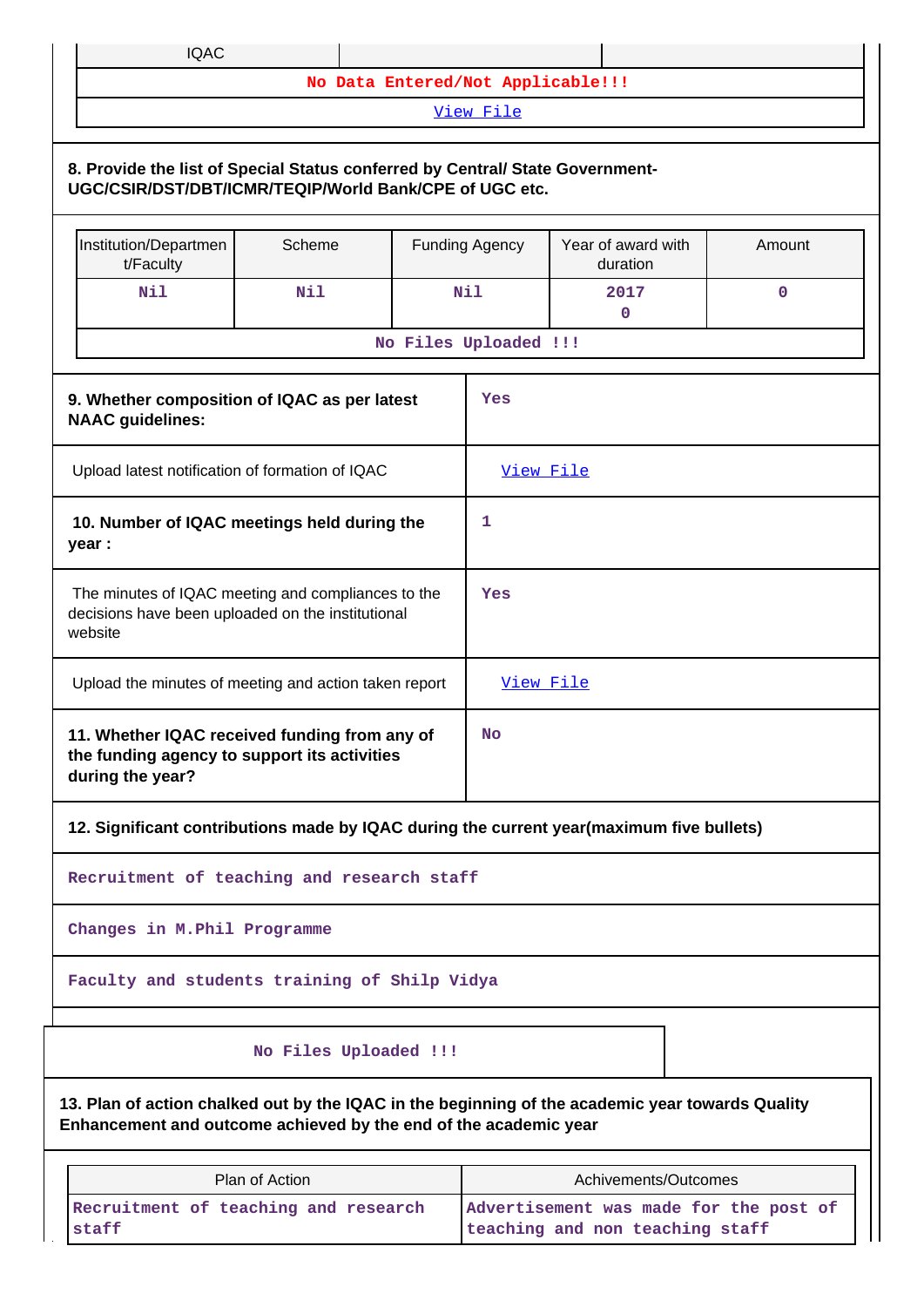| IQAC | | |
|---|---|---|
| No Data Entered/Not Applicable!!! | | |
| View File | | |

**8. Provide the list of Special Status conferred by Central/ State Government- UGC/CSIR/DST/DBT/ICMR/TEQIP/World Bank/CPE of UGC etc.**

| Institution/Department/Faculty | Scheme | Funding Agency | Year of award with duration | Amount |
|---|---|---|---|---|
| Nil | Nil | Nil | 2017<br>0 | 0 |
| No Files Uploaded !!! | | | | |

| | |
|---|---|
| **9. Whether composition of IQAC as per latest NAAC guidelines:** | Yes |
| Upload latest notification of formation of IQAC | View File |
| **10. Number of IQAC meetings held during the year :** | 1 |
| The minutes of IQAC meeting and compliances to the decisions have been uploaded on the institutional website | Yes |
| Upload the minutes of meeting and action taken report | View File |
| **11. Whether IQAC received funding from any of the funding agency to support its activities during the year?** | No |

**12. Significant contributions made by IQAC during the current year(maximum five bullets)**

Recruitment of teaching and research staff

Changes in M.Phil Programme

Faculty and students training of Shilp Vidya

No Files Uploaded !!!

**13. Plan of action chalked out by the IQAC in the beginning of the academic year towards Quality Enhancement and outcome achieved by the end of the academic year**

| Plan of Action | Achivements/Outcomes |
|---|---|
| Recruitment of teaching and research staff | Advertisement was made for the post of teaching and non teaching staff |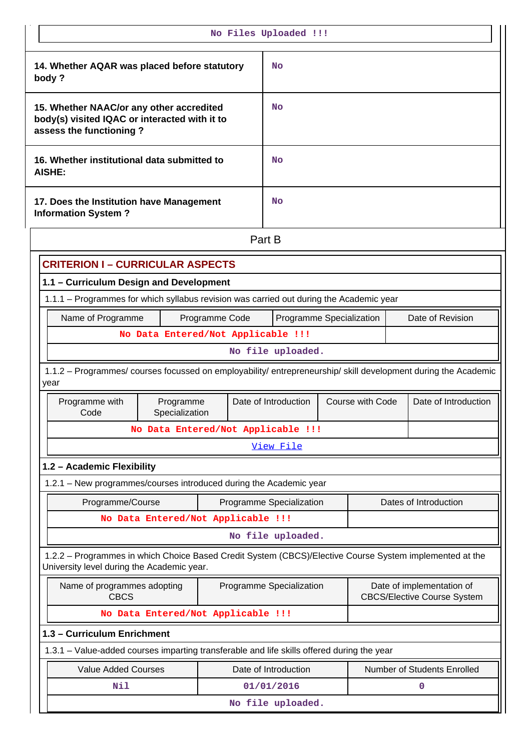No Files Uploaded !!!

| | |
|---|---|
| **14. Whether AQAR was placed before statutory body ?** | No |
| **15. Whether NAAC/or any other accredited body(s) visited IQAC or interacted with it to assess the functioning ?** | No |
| **16. Whether institutional data submitted to AISHE:** | No |
| **17. Does the Institution have Management Information System ?** | No |

# Part B

## CRITERION I – CURRICULAR ASPECTS

### 1.1 – Curriculum Design and Development

1.1.1 – Programmes for which syllabus revision was carried out during the Academic year

| Name of Programme | Programme Code | Programme Specialization | Date of Revision |
|---|---|---|---|
| No Data Entered/Not Applicable !!! | | | |

No file uploaded.

1.1.2 – Programmes/ courses focussed on employability/ entrepreneurship/ skill development during the Academic year

| Programme with Code | Programme Specialization | Date of Introduction | Course with Code | Date of Introduction |
|---|---|---|---|---|
| No Data Entered/Not Applicable !!! | | | | |

View File

### 1.2 – Academic Flexibility

1.2.1 – New programmes/courses introduced during the Academic year

| Programme/Course | Programme Specialization | Dates of Introduction |
|---|---|---|
| No Data Entered/Not Applicable !!! | | |

No file uploaded.

1.2.2 – Programmes in which Choice Based Credit System (CBCS)/Elective Course System implemented at the University level during the Academic year.

| Name of programmes adopting CBCS | Programme Specialization | Date of implementation of CBCS/Elective Course System |
|---|---|---|
| No Data Entered/Not Applicable !!! | | |

### 1.3 – Curriculum Enrichment

1.3.1 – Value-added courses imparting transferable and life skills offered during the year

| Value Added Courses | Date of Introduction | Number of Students Enrolled |
|---|---|---|
| Nil | 01/01/2016 | 0 |

No file uploaded.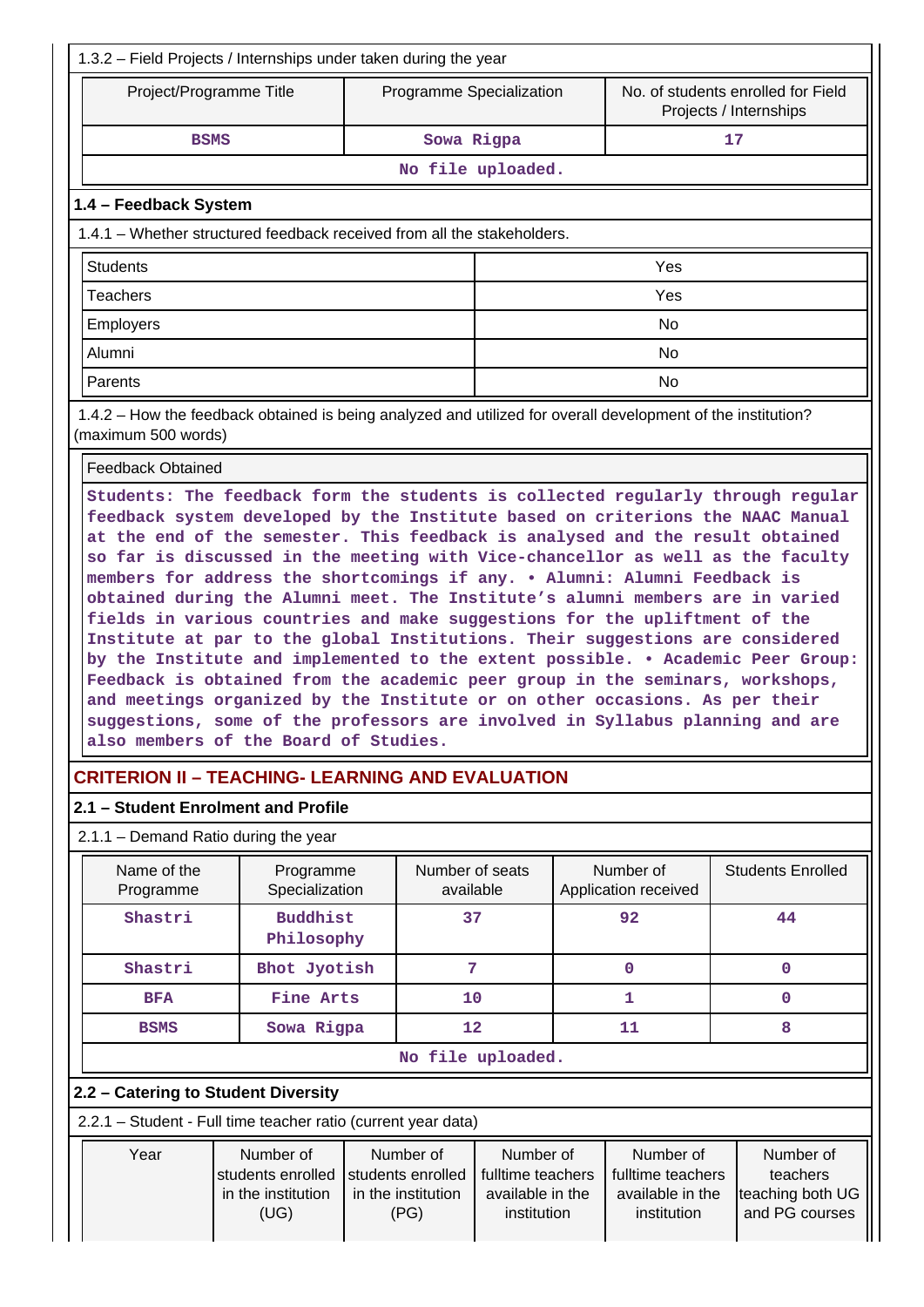1.3.2 – Field Projects / Internships under taken during the year

| Project/Programme Title | Programme Specialization | No. of students enrolled for Field Projects / Internships |
|---|---|---|
| BSMS | Sowa Rigpa | 17 |
| No file uploaded. | | |

## 1.4 – Feedback System

1.4.1 – Whether structured feedback received from all the stakeholders.

| | |
|---|---|
| Students | Yes |
| Teachers | Yes |
| Employers | No |
| Alumni | No |
| Parents | No |

1.4.2 – How the feedback obtained is being analyzed and utilized for overall development of the institution? (maximum 500 words)

Feedback Obtained

Students: The feedback form the students is collected regularly through regular feedback system developed by the Institute based on criterions the NAAC Manual at the end of the semester. This feedback is analysed and the result obtained so far is discussed in the meeting with Vice-chancellor as well as the faculty members for address the shortcomings if any. • Alumni: Alumni Feedback is obtained during the Alumni meet. The Institute's alumni members are in varied fields in various countries and make suggestions for the upliftment of the Institute at par to the global Institutions. Their suggestions are considered by the Institute and implemented to the extent possible. • Academic Peer Group: Feedback is obtained from the academic peer group in the seminars, workshops, and meetings organized by the Institute or on other occasions. As per their suggestions, some of the professors are involved in Syllabus planning and are also members of the Board of Studies.

# CRITERION II – TEACHING- LEARNING AND EVALUATION

## 2.1 – Student Enrolment and Profile

2.1.1 – Demand Ratio during the year

| Name of the Programme | Programme Specialization | Number of seats available | Number of Application received | Students Enrolled |
|---|---|---|---|---|
| Shastri | Buddhist Philosophy | 37 | 92 | 44 |
| Shastri | Bhot Jyotish | 7 | 0 | 0 |
| BFA | Fine Arts | 10 | 1 | 0 |
| BSMS | Sowa Rigpa | 12 | 11 | 8 |
| No file uploaded. | | | | |

## 2.2 – Catering to Student Diversity

2.2.1 – Student - Full time teacher ratio (current year data)

| Year | Number of students enrolled in the institution (UG) | Number of students enrolled in the institution (PG) | Number of fulltime teachers available in the institution | Number of fulltime teachers available in the institution | Number of teachers teaching both UG and PG courses |
|---|---|---|---|---|---|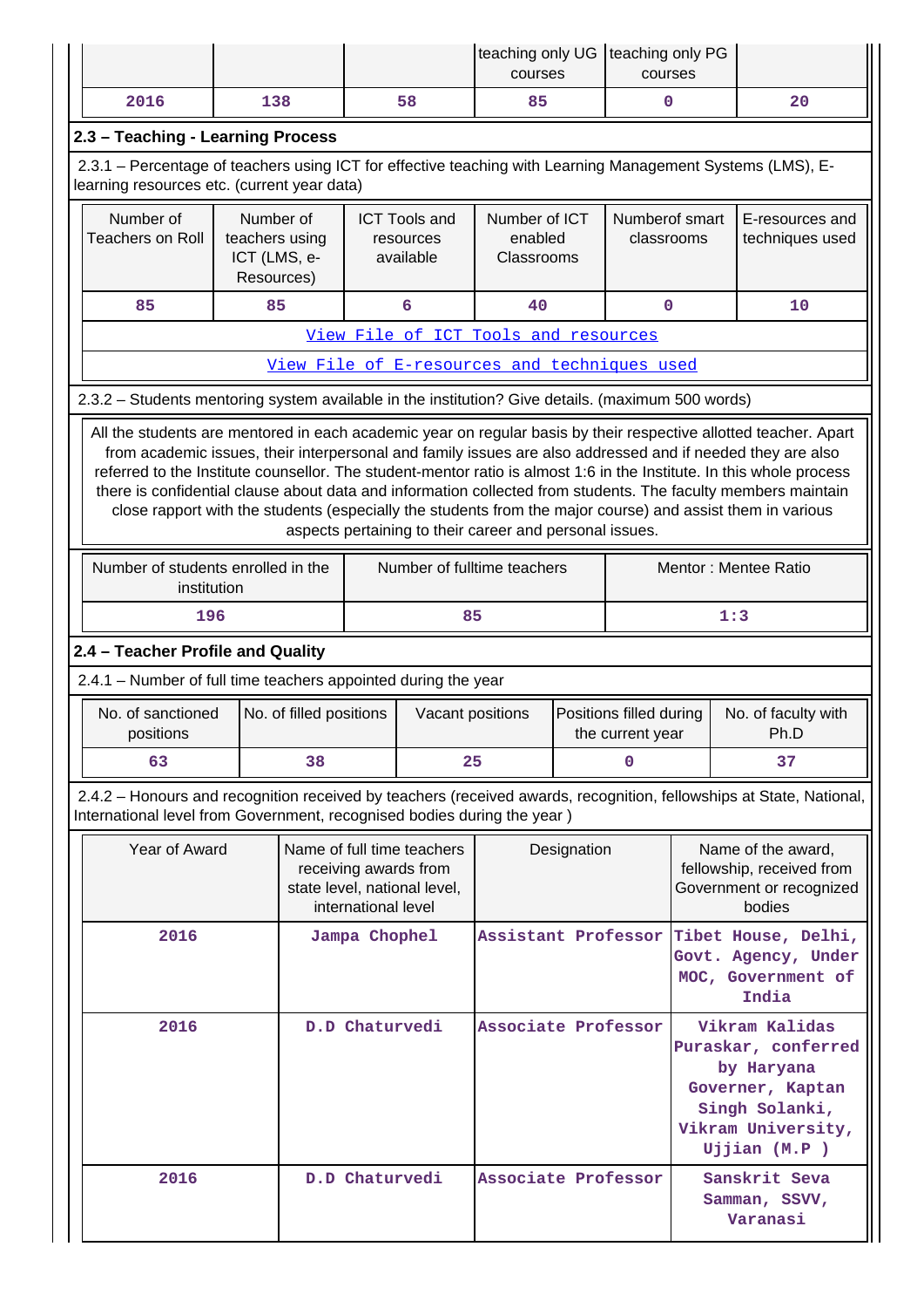| | | | teaching only UG courses | teaching only PG courses | |
|---|---|---|---|---|---|
| 2016 | 138 | 58 | 85 | 0 | 20 |

## 2.3 – Teaching - Learning Process

2.3.1 – Percentage of teachers using ICT for effective teaching with Learning Management Systems (LMS), E-learning resources etc. (current year data)

| Number of Teachers on Roll | Number of teachers using ICT (LMS, e-Resources) | ICT Tools and resources available | Number of ICT enabled Classrooms | Numberof smart classrooms | E-resources and techniques used |
|---|---|---|---|---|---|
| 85 | 85 | 6 | 40 | 0 | 10 |

View File of ICT Tools and resources

View File of E-resources and techniques used

2.3.2 – Students mentoring system available in the institution? Give details. (maximum 500 words)

All the students are mentored in each academic year on regular basis by their respective allotted teacher. Apart from academic issues, their interpersonal and family issues are also addressed and if needed they are also referred to the Institute counsellor. The student-mentor ratio is almost 1:6 in the Institute. In this whole process there is confidential clause about data and information collected from students. The faculty members maintain close rapport with the students (especially the students from the major course) and assist them in various aspects pertaining to their career and personal issues.

| Number of students enrolled in the institution | Number of fulltime teachers | Mentor : Mentee Ratio |
|---|---|---|
| 196 | 85 | 1:3 |

## 2.4 – Teacher Profile and Quality

2.4.1 – Number of full time teachers appointed during the year

| No. of sanctioned positions | No. of filled positions | Vacant positions | Positions filled during the current year | No. of faculty with Ph.D |
|---|---|---|---|---|
| 63 | 38 | 25 | 0 | 37 |

2.4.2 – Honours and recognition received by teachers (received awards, recognition, fellowships at State, National, International level from Government, recognised bodies during the year )

| Year of Award | Name of full time teachers receiving awards from state level, national level, international level | Designation | Name of the award, fellowship, received from Government or recognized bodies |
|---|---|---|---|
| 2016 | Jampa Chophel | Assistant Professor | Tibet House, Delhi, Govt. Agency, Under MOC, Government of India |
| 2016 | D.D Chaturvedi | Associate Professor | Vikram Kalidas Puraskar, conferred by Haryana Governer, Kaptan Singh Solanki, Vikram University, Ujjian (M.P ) |
| 2016 | D.D Chaturvedi | Associate Professor | Sanskrit Seva Samman, SSVV, Varanasi |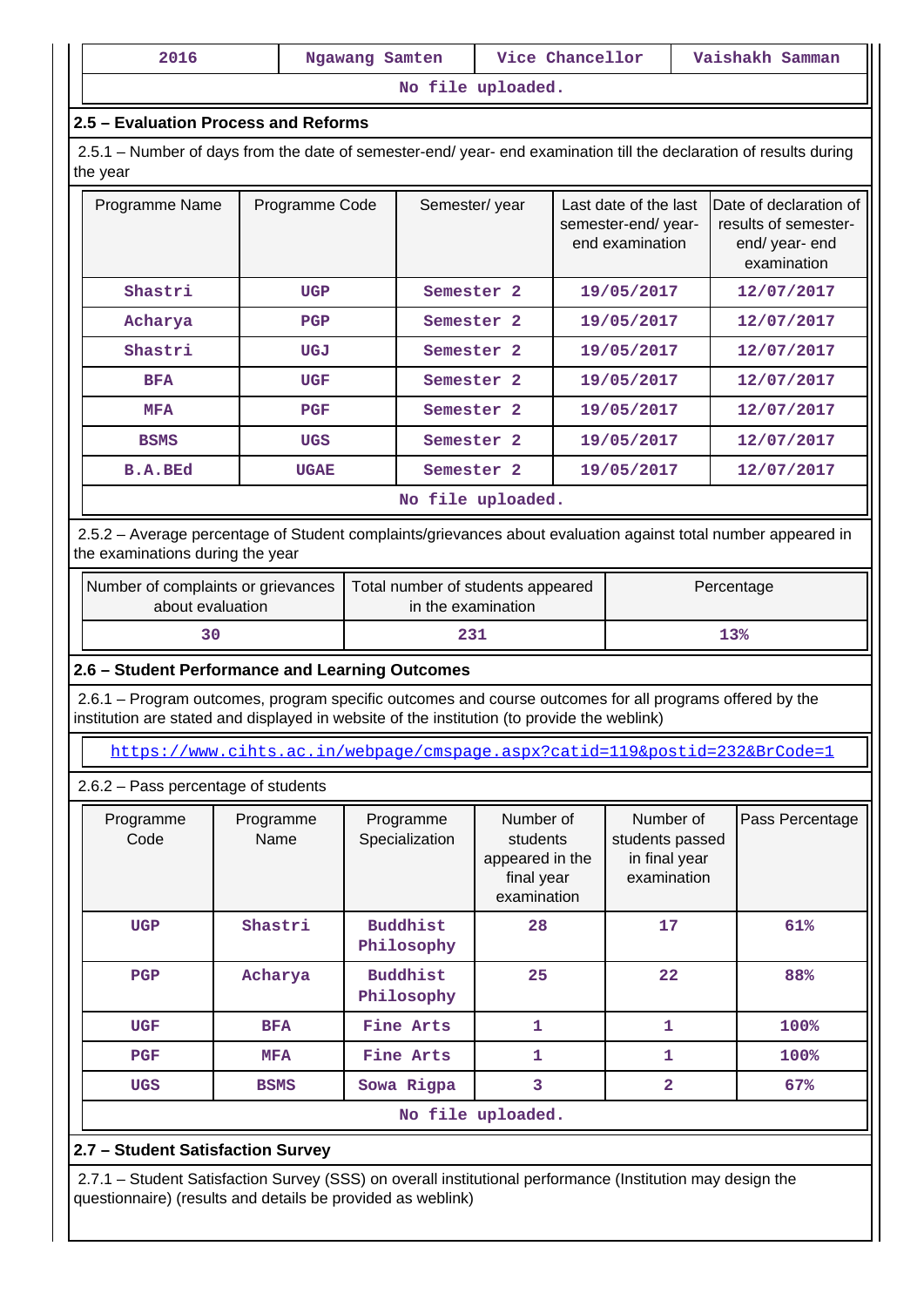| | | | |
|---|---|---|---|
| 2016 | Ngawang Samten | Vice Chancellor | Vaishakh Samman |
| No file uploaded. | | | |

## 2.5 – Evaluation Process and Reforms

2.5.1 – Number of days from the date of semester-end/ year- end examination till the declaration of results during the year

| Programme Name | Programme Code | Semester/ year | Last date of the last semester-end/ year- end examination | Date of declaration of results of semester- end/ year- end examination |
|---|---|---|---|---|
| Shastri | UGP | Semester 2 | 19/05/2017 | 12/07/2017 |
| Acharya | PGP | Semester 2 | 19/05/2017 | 12/07/2017 |
| Shastri | UGJ | Semester 2 | 19/05/2017 | 12/07/2017 |
| BFA | UGF | Semester 2 | 19/05/2017 | 12/07/2017 |
| MFA | PGF | Semester 2 | 19/05/2017 | 12/07/2017 |
| BSMS | UGS | Semester 2 | 19/05/2017 | 12/07/2017 |
| B.A.BEd | UGAE | Semester 2 | 19/05/2017 | 12/07/2017 |
| No file uploaded. | | | | |

2.5.2 – Average percentage of Student complaints/grievances about evaluation against total number appeared in the examinations during the year

| Number of complaints or grievances about evaluation | Total number of students appeared in the examination | Percentage |
|---|---|---|
| 30 | 231 | 13% |

## 2.6 – Student Performance and Learning Outcomes

2.6.1 – Program outcomes, program specific outcomes and course outcomes for all programs offered by the institution are stated and displayed in website of the institution (to provide the weblink)

https://www.cihts.ac.in/webpage/cmspage.aspx?catid=119&postid=232&BrCode=1

2.6.2 – Pass percentage of students

| Programme Code | Programme Name | Programme Specialization | Number of students appeared in the final year examination | Number of students passed in final year examination | Pass Percentage |
|---|---|---|---|---|---|
| UGP | Shastri | Buddhist Philosophy | 28 | 17 | 61% |
| PGP | Acharya | Buddhist Philosophy | 25 | 22 | 88% |
| UGF | BFA | Fine Arts | 1 | 1 | 100% |
| PGF | MFA | Fine Arts | 1 | 1 | 100% |
| UGS | BSMS | Sowa Rigpa | 3 | 2 | 67% |
| No file uploaded. | | | | | |

## 2.7 – Student Satisfaction Survey

2.7.1 – Student Satisfaction Survey (SSS) on overall institutional performance (Institution may design the questionnaire) (results and details be provided as weblink)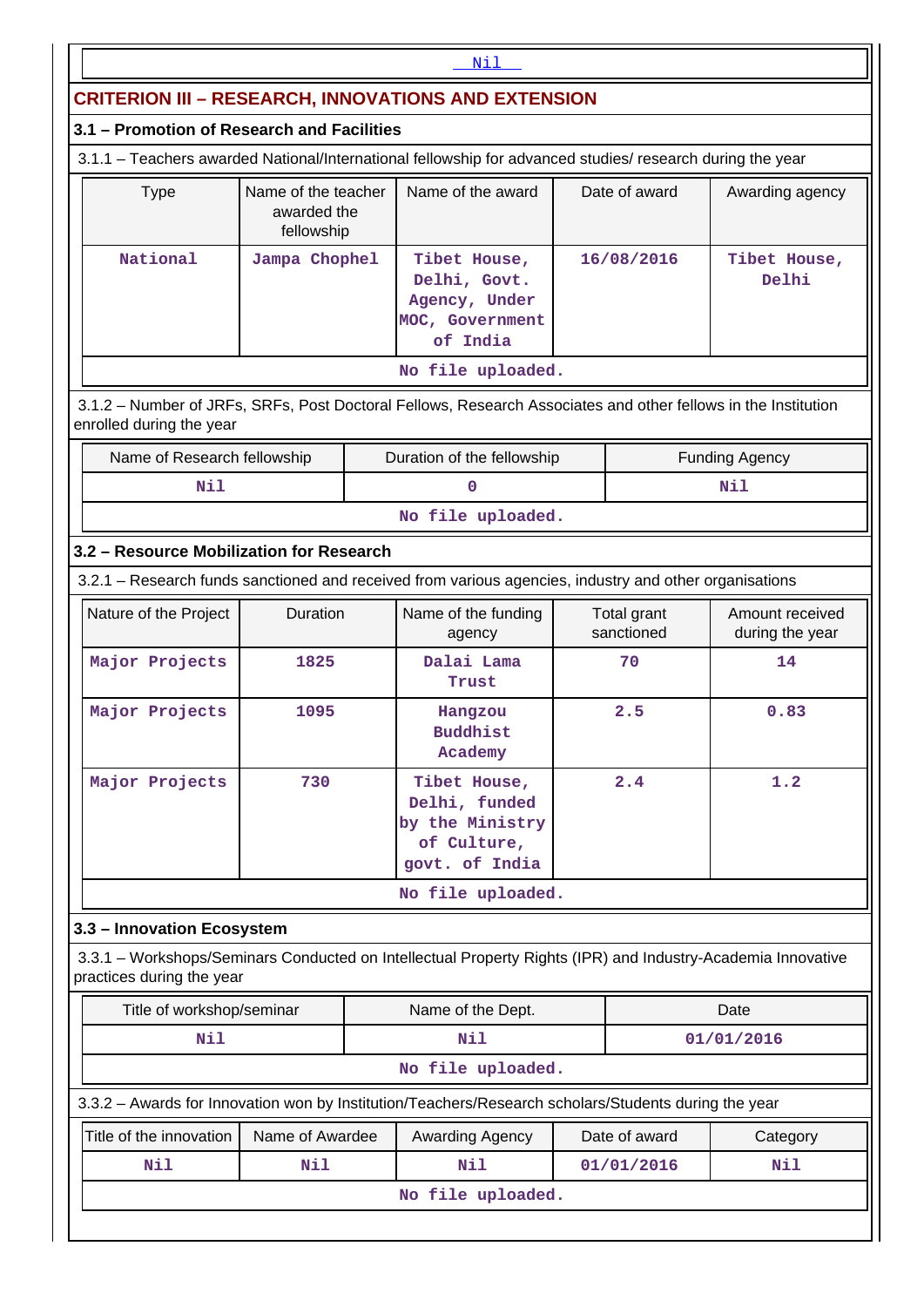Nil

## CRITERION III – RESEARCH, INNOVATIONS AND EXTENSION

### 3.1 – Promotion of Research and Facilities

3.1.1 – Teachers awarded National/International fellowship for advanced studies/ research during the year

| Type | Name of the teacher awarded the fellowship | Name of the award | Date of award | Awarding agency |
|---|---|---|---|---|
| National | Jampa Chophel | Tibet House, Delhi, Govt. Agency, Under MOC, Government of India | 16/08/2016 | Tibet House, Delhi |

No file uploaded.

3.1.2 – Number of JRFs, SRFs, Post Doctoral Fellows, Research Associates and other fellows in the Institution enrolled during the year

| Name of Research fellowship | Duration of the fellowship | Funding Agency |
|---|---|---|
| Nil | 0 | Nil |

No file uploaded.

### 3.2 – Resource Mobilization for Research

3.2.1 – Research funds sanctioned and received from various agencies, industry and other organisations

| Nature of the Project | Duration | Name of the funding agency | Total grant sanctioned | Amount received during the year |
|---|---|---|---|---|
| Major Projects | 1825 | Dalai Lama Trust | 70 | 14 |
| Major Projects | 1095 | Hangzou Buddhist Academy | 2.5 | 0.83 |
| Major Projects | 730 | Tibet House, Delhi, funded by the Ministry of Culture, govt. of India | 2.4 | 1.2 |

No file uploaded.

### 3.3 – Innovation Ecosystem

3.3.1 – Workshops/Seminars Conducted on Intellectual Property Rights (IPR) and Industry-Academia Innovative practices during the year

| Title of workshop/seminar | Name of the Dept. | Date |
|---|---|---|
| Nil | Nil | 01/01/2016 |

No file uploaded.

3.3.2 – Awards for Innovation won by Institution/Teachers/Research scholars/Students during the year

| Title of the innovation | Name of Awardee | Awarding Agency | Date of award | Category |
|---|---|---|---|---|
| Nil | Nil | Nil | 01/01/2016 | Nil |

No file uploaded.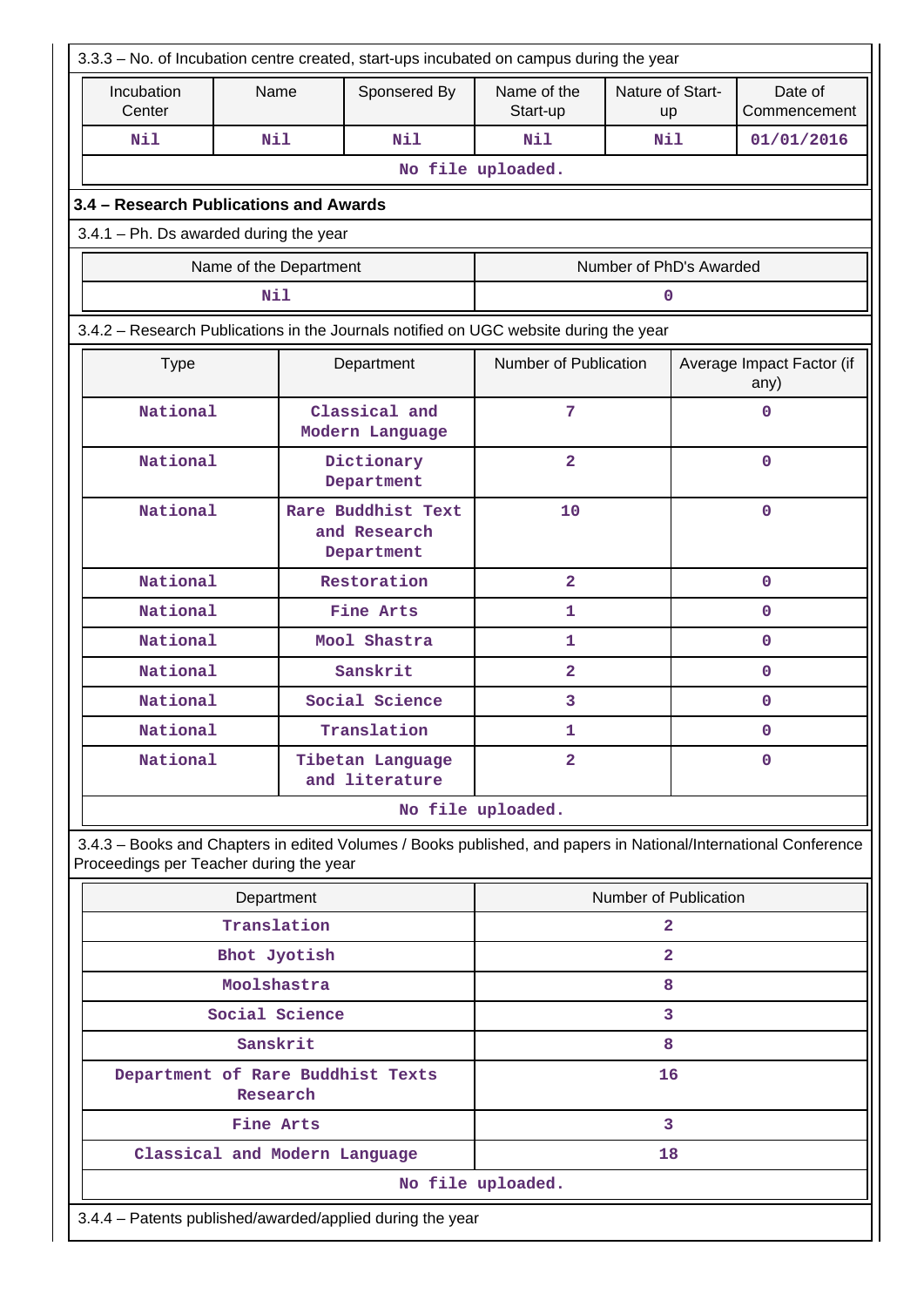3.3.3 – No. of Incubation centre created, start-ups incubated on campus during the year

| Incubation Center | Name | Sponsered By | Name of the Start-up | Nature of Start-up | Date of Commencement |
|---|---|---|---|---|---|
| Nil | Nil | Nil | Nil | Nil | 01/01/2016 |
| No file uploaded. | | | | | |

### 3.4 – Research Publications and Awards

3.4.1 – Ph. Ds awarded during the year

| Name of the Department | Number of PhD's Awarded |
|---|---|
| Nil | 0 |

3.4.2 – Research Publications in the Journals notified on UGC website during the year

| Type | Department | Number of Publication | Average Impact Factor (if any) |
|---|---|---|---|
| National | Classical and Modern Language | 7 | 0 |
| National | Dictionary Department | 2 | 0 |
| National | Rare Buddhist Text and Research Department | 10 | 0 |
| National | Restoration | 2 | 0 |
| National | Fine Arts | 1 | 0 |
| National | Mool Shastra | 1 | 0 |
| National | Sanskrit | 2 | 0 |
| National | Social Science | 3 | 0 |
| National | Translation | 1 | 0 |
| National | Tibetan Language and literature | 2 | 0 |
| No file uploaded. | | | |

3.4.3 – Books and Chapters in edited Volumes / Books published, and papers in National/International Conference Proceedings per Teacher during the year

| Department | Number of Publication |
|---|---|
| Translation | 2 |
| Bhot Jyotish | 2 |
| Moolshastra | 8 |
| Social Science | 3 |
| Sanskrit | 8 |
| Department of Rare Buddhist Texts Research | 16 |
| Fine Arts | 3 |
| Classical and Modern Language | 18 |
| No file uploaded. | |

3.4.4 – Patents published/awarded/applied during the year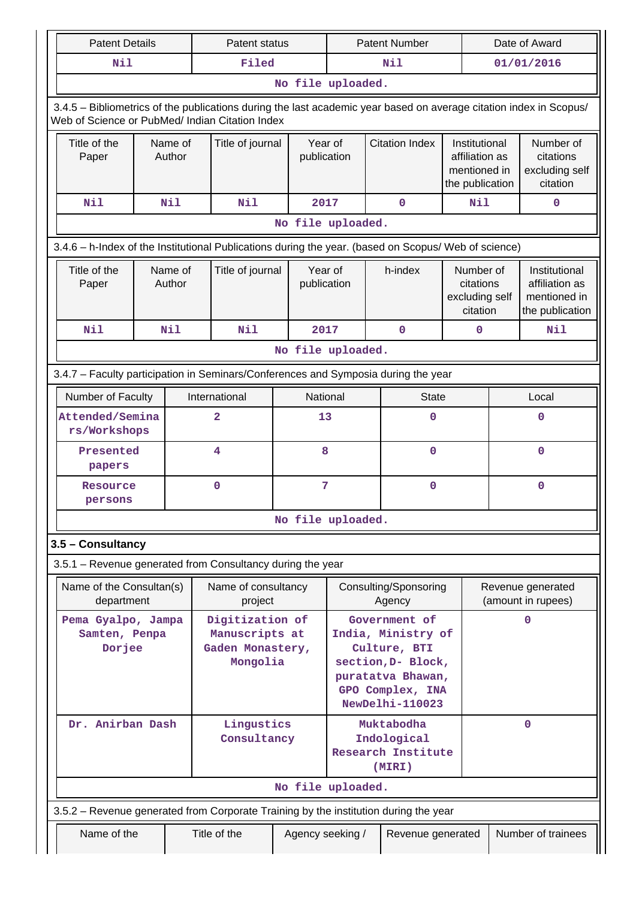| Patent Details | Patent status | Patent Number | Date of Award |
|---|---|---|---|
| Nil | Filed | Nil | 01/01/2016 |

No file uploaded.

3.4.5 – Bibliometrics of the publications during the last academic year based on average citation index in Scopus/ Web of Science or PubMed/ Indian Citation Index

| Title of the Paper | Name of Author | Title of journal | Year of publication | Citation Index | Institutional affiliation as mentioned in the publication | Number of citations excluding self citation |
|---|---|---|---|---|---|---|
| Nil | Nil | Nil | 2017 | 0 | Nil | 0 |

No file uploaded.

3.4.6 – h-Index of the Institutional Publications during the year. (based on Scopus/ Web of science)

| Title of the Paper | Name of Author | Title of journal | Year of publication | h-index | Number of citations excluding self citation | Institutional affiliation as mentioned in the publication |
|---|---|---|---|---|---|---|
| Nil | Nil | Nil | 2017 | 0 | 0 | Nil |

No file uploaded.

3.4.7 – Faculty participation in Seminars/Conferences and Symposia during the year

| Number of Faculty | International | National | State | Local |
|---|---|---|---|---|
| Attended/Seminars/Workshops | 2 | 13 | 0 | 0 |
| Presented papers | 4 | 8 | 0 | 0 |
| Resource persons | 0 | 7 | 0 | 0 |

No file uploaded.

## 3.5 – Consultancy

3.5.1 – Revenue generated from Consultancy during the year

| Name of the Consultan(s) department | Name of consultancy project | Consulting/Sponsoring Agency | Revenue generated (amount in rupees) |
|---|---|---|---|
| Pema Gyalpo, Jampa Samten, Penpa Dorjee | Digitization of Manuscripts at Gaden Monastery, Mongolia | Government of India, Ministry of Culture, BTI section,D- Block, puratatva Bhawan, GPO Complex, INA NewDelhi-110023 | 0 |
| Dr. Anirban Dash | Lingustics Consultancy | Muktabodha Indological Research Institute (MIRI) | 0 |

No file uploaded.

3.5.2 – Revenue generated from Corporate Training by the institution during the year

| Name of the | Title of the | Agency seeking / | Revenue generated | Number of trainees |
|---|---|---|---|---|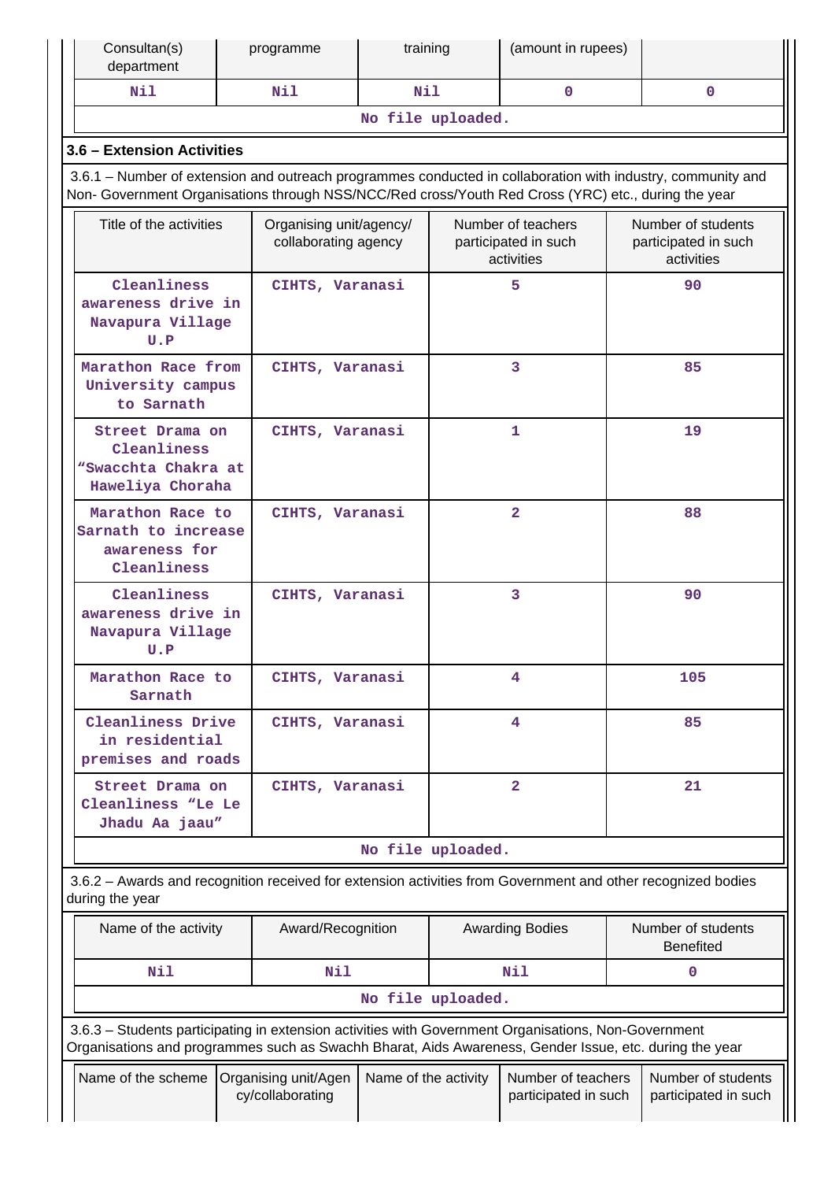| Consultan(s) department | programme | training | (amount in rupees) | |
|---|---|---|---|---|
| Nil | Nil | Nil | 0 | 0 |
| No file uploaded. | | | | |

### 3.6 – Extension Activities

3.6.1 – Number of extension and outreach programmes conducted in collaboration with industry, community and Non- Government Organisations through NSS/NCC/Red cross/Youth Red Cross (YRC) etc., during the year

| Title of the activities | Organising unit/agency/ collaborating agency | Number of teachers participated in such activities | Number of students participated in such activities |
|---|---|---|---|
| Cleanliness awareness drive in Navapura Village U.P | CIHTS, Varanasi | 5 | 90 |
| Marathon Race from University campus to Sarnath | CIHTS, Varanasi | 3 | 85 |
| Street Drama on Cleanliness "Swacchta Chakra at Haweliya Choraha | CIHTS, Varanasi | 1 | 19 |
| Marathon Race to Sarnath to increase awareness for Cleanliness | CIHTS, Varanasi | 2 | 88 |
| Cleanliness awareness drive in Navapura Village U.P | CIHTS, Varanasi | 3 | 90 |
| Marathon Race to Sarnath | CIHTS, Varanasi | 4 | 105 |
| Cleanliness Drive in residential premises and roads | CIHTS, Varanasi | 4 | 85 |
| Street Drama on Cleanliness "Le Le Jhadu Aa jaau" | CIHTS, Varanasi | 2 | 21 |
| No file uploaded. | | | |

3.6.2 – Awards and recognition received for extension activities from Government and other recognized bodies during the year

| Name of the activity | Award/Recognition | Awarding Bodies | Number of students Benefited |
|---|---|---|---|
| Nil | Nil | Nil | 0 |
| No file uploaded. | | | |

3.6.3 – Students participating in extension activities with Government Organisations, Non-Government Organisations and programmes such as Swachh Bharat, Aids Awareness, Gender Issue, etc. during the year

| Name of the scheme | Organising unit/Agency/collaborating | Name of the activity | Number of teachers participated in such | Number of students participated in such |
|---|---|---|---|---|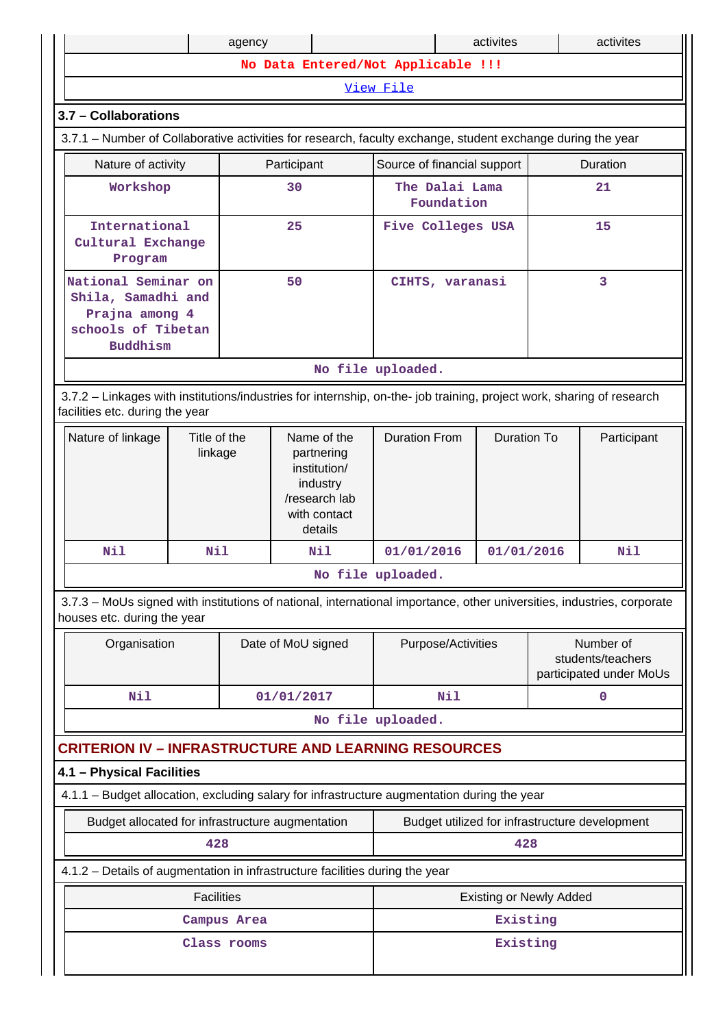| | agency | | activites | activites |
|---|---|---|---|---|

No Data Entered/Not Applicable !!!

View File

### 3.7 – Collaborations

3.7.1 – Number of Collaborative activities for research, faculty exchange, student exchange during the year

| Nature of activity | Participant | Source of financial support | Duration |
|---|---|---|---|
| Workshop | 30 | The Dalai Lama Foundation | 21 |
| International Cultural Exchange Program | 25 | Five Colleges USA | 15 |
| National Seminar on Shila, Samadhi and Prajna among 4 schools of Tibetan Buddhism | 50 | CIHTS, varanasi | 3 |

No file uploaded.

3.7.2 – Linkages with institutions/industries for internship, on-the- job training, project work, sharing of research facilities etc. during the year

| Nature of linkage | Title of the linkage | Name of the partnering institution/ industry /research lab with contact details | Duration From | Duration To | Participant |
|---|---|---|---|---|---|
| Nil | Nil | Nil | 01/01/2016 | 01/01/2016 | Nil |

No file uploaded.

3.7.3 – MoUs signed with institutions of national, international importance, other universities, industries, corporate houses etc. during the year

| Organisation | Date of MoU signed | Purpose/Activities | Number of students/teachers participated under MoUs |
|---|---|---|---|
| Nil | 01/01/2017 | Nil | 0 |

No file uploaded.

## CRITERION IV – INFRASTRUCTURE AND LEARNING RESOURCES

### 4.1 – Physical Facilities

4.1.1 – Budget allocation, excluding salary for infrastructure augmentation during the year

| Budget allocated for infrastructure augmentation | Budget utilized for infrastructure development |
|---|---|
| 428 | 428 |

4.1.2 – Details of augmentation in infrastructure facilities during the year

| Facilities | Existing or Newly Added |
|---|---|
| Campus Area | Existing |
| Class rooms | Existing |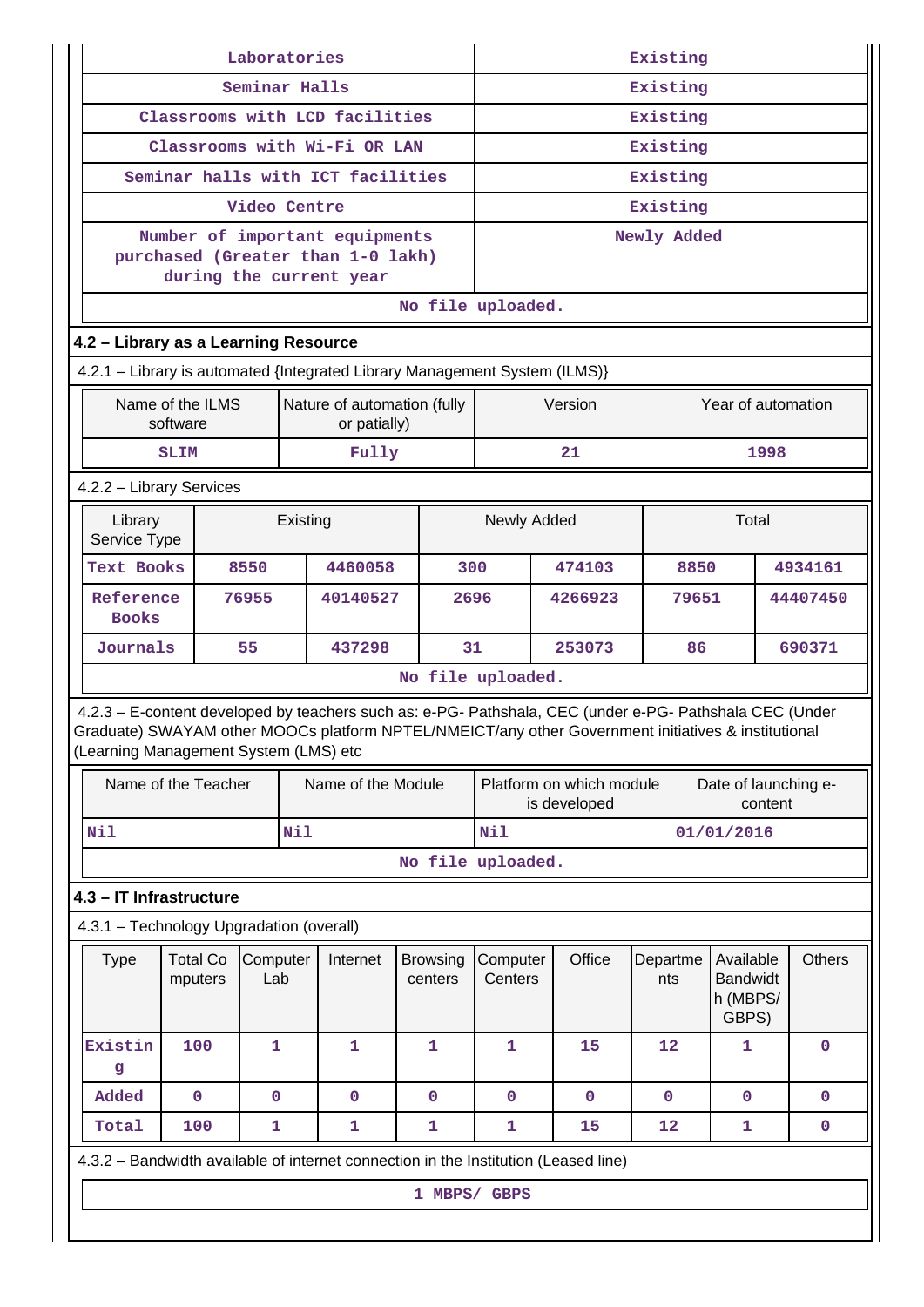| | |
|---|---|
| Laboratories | Existing |
| Seminar Halls | Existing |
| Classrooms with LCD facilities | Existing |
| Classrooms with Wi-Fi OR LAN | Existing |
| Seminar halls with ICT facilities | Existing |
| Video Centre | Existing |
| Number of important equipments purchased (Greater than 1-0 lakh) during the current year | Newly Added |
| No file uploaded. | |

## 4.2 – Library as a Learning Resource

4.2.1 – Library is automated {Integrated Library Management System (ILMS)}

| Name of the ILMS software | Nature of automation (fully or patially) | Version | Year of automation |
|---|---|---|---|
| SLIM | Fully | 21 | 1998 |

4.2.2 – Library Services

| Library Service Type | Existing | | Newly Added | | Total | |
|---|---|---|---|---|---|---|
| Text Books | 8550 | 4460058 | 300 | 474103 | 8850 | 4934161 |
| Reference Books | 76955 | 40140527 | 2696 | 4266923 | 79651 | 44407450 |
| Journals | 55 | 437298 | 31 | 253073 | 86 | 690371 |
| No file uploaded. | | | | | | |

4.2.3 – E-content developed by teachers such as: e-PG- Pathshala, CEC (under e-PG- Pathshala CEC (Under Graduate) SWAYAM other MOOCs platform NPTEL/NMEICT/any other Government initiatives & institutional (Learning Management System (LMS) etc

| Name of the Teacher | Name of the Module | Platform on which module is developed | Date of launching e-content |
|---|---|---|---|
| Nil | Nil | Nil | 01/01/2016 |
| No file uploaded. | | | |

## 4.3 – IT Infrastructure

4.3.1 – Technology Upgradation (overall)

| Type | Total Computers | Computer Lab | Internet | Browsing centers | Computer Centers | Office | Departments | Available Bandwidth (MBPS/ GBPS) | Others |
|---|---|---|---|---|---|---|---|---|---|
| Existing | 100 | 1 | 1 | 1 | 1 | 15 | 12 | 1 | 0 |
| Added | 0 | 0 | 0 | 0 | 0 | 0 | 0 | 0 | 0 |
| Total | 100 | 1 | 1 | 1 | 1 | 15 | 12 | 1 | 0 |

4.3.2 – Bandwidth available of internet connection in the Institution (Leased line)

1 MBPS/ GBPS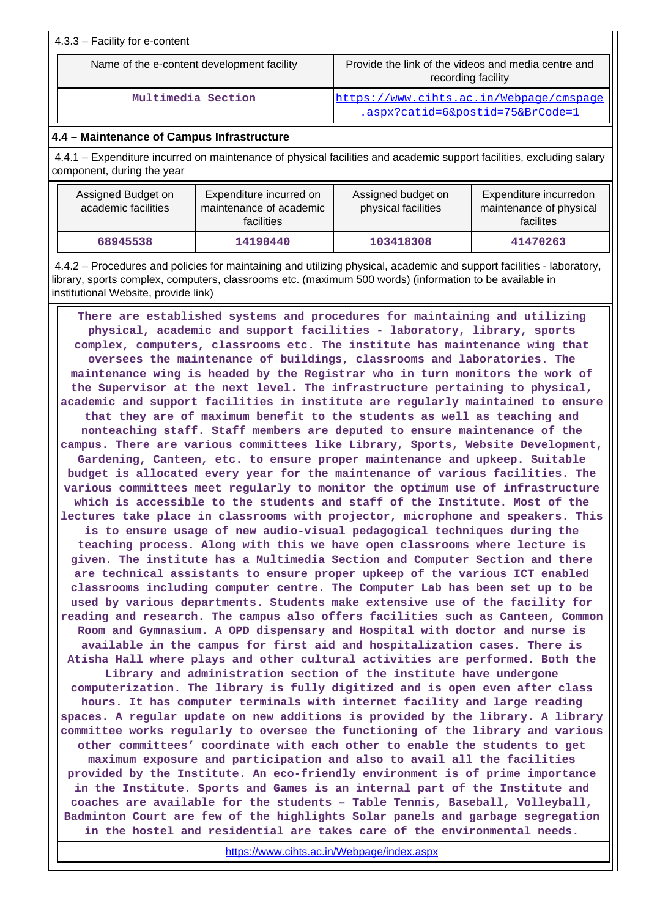4.3.3 – Facility for e-content

| Name of the e-content development facility | Provide the link of the videos and media centre and recording facility |
|---|---|
| Multimedia Section | https://www.cihts.ac.in/Webpage/cmspage.aspx?catid=6&postid=75&BrCode=1 |

**4.4 – Maintenance of Campus Infrastructure**

4.4.1 – Expenditure incurred on maintenance of physical facilities and academic support facilities, excluding salary component, during the year

| Assigned Budget on academic facilities | Expenditure incurred on maintenance of academic facilities | Assigned budget on physical facilities | Expenditure incurredon maintenance of physical facilites |
|---|---|---|---|
| 68945538 | 14190440 | 103418308 | 41470263 |

4.4.2 – Procedures and policies for maintaining and utilizing physical, academic and support facilities - laboratory, library, sports complex, computers, classrooms etc. (maximum 500 words) (information to be available in institutional Website, provide link)

There are established systems and procedures for maintaining and utilizing physical, academic and support facilities - laboratory, library, sports complex, computers, classrooms etc. The institute has maintenance wing that oversees the maintenance of buildings, classrooms and laboratories. The maintenance wing is headed by the Registrar who in turn monitors the work of the Supervisor at the next level. The infrastructure pertaining to physical, academic and support facilities in institute are regularly maintained to ensure that they are of maximum benefit to the students as well as teaching and nonteaching staff. Staff members are deputed to ensure maintenance of the campus. There are various committees like Library, Sports, Website Development, Gardening, Canteen, etc. to ensure proper maintenance and upkeep. Suitable budget is allocated every year for the maintenance of various facilities. The various committees meet regularly to monitor the optimum use of infrastructure which is accessible to the students and staff of the Institute. Most of the lectures take place in classrooms with projector, microphone and speakers. This is to ensure usage of new audio-visual pedagogical techniques during the teaching process. Along with this we have open classrooms where lecture is given. The institute has a Multimedia Section and Computer Section and there are technical assistants to ensure proper upkeep of the various ICT enabled classrooms including computer centre. The Computer Lab has been set up to be used by various departments. Students make extensive use of the facility for reading and research. The campus also offers facilities such as Canteen, Common Room and Gymnasium. A OPD dispensary and Hospital with doctor and nurse is available in the campus for first aid and hospitalization cases. There is Atisha Hall where plays and other cultural activities are performed. Both the Library and administration section of the institute have undergone computerization. The library is fully digitized and is open even after class hours. It has computer terminals with internet facility and large reading spaces. A regular update on new additions is provided by the library. A library committee works regularly to oversee the functioning of the library and various other committees' coordinate with each other to enable the students to get maximum exposure and participation and also to avail all the facilities provided by the Institute. An eco-friendly environment is of prime importance in the Institute. Sports and Games is an internal part of the Institute and coaches are available for the students – Table Tennis, Baseball, Volleyball, Badminton Court are few of the highlights Solar panels and garbage segregation in the hostel and residential are takes care of the environmental needs.

https://www.cihts.ac.in/Webpage/index.aspx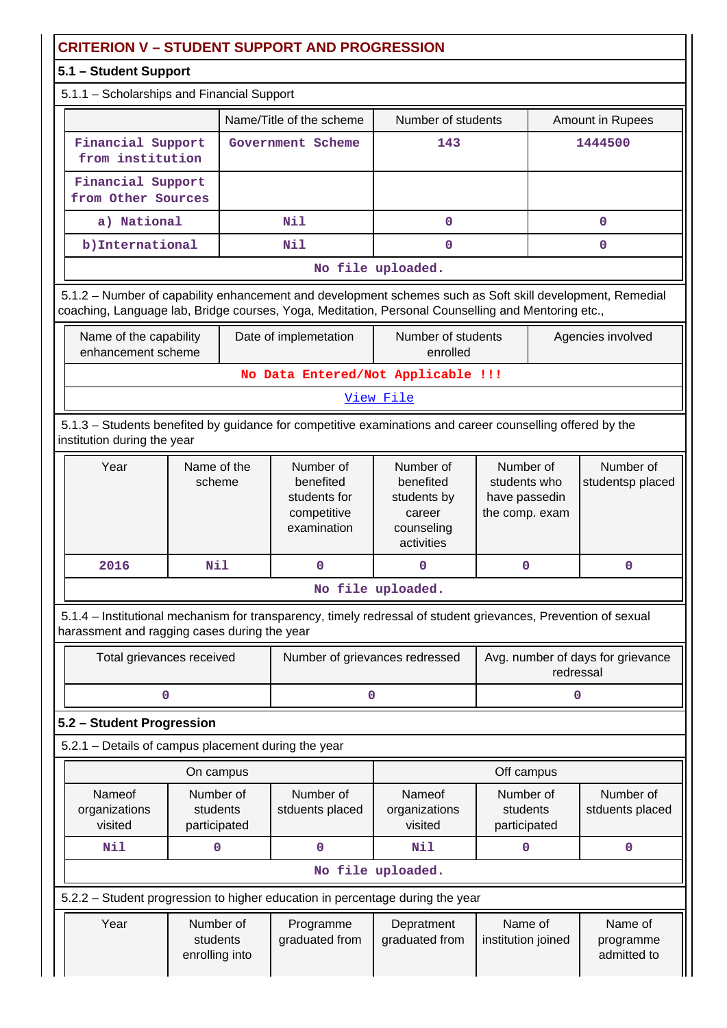## CRITERION V – STUDENT SUPPORT AND PROGRESSION

### 5.1 – Student Support

5.1.1 – Scholarships and Financial Support

| | Name/Title of the scheme | Number of students | Amount in Rupees |
|---|---|---|---|
| Financial Support from institution | Government Scheme | 143 | 1444500 |
| Financial Support from Other Sources | | | |
| a) National | Nil | 0 | 0 |
| b)International | Nil | 0 | 0 |
| No file uploaded. | | | |

5.1.2 – Number of capability enhancement and development schemes such as Soft skill development, Remedial coaching, Language lab, Bridge courses, Yoga, Meditation, Personal Counselling and Mentoring etc.,

| Name of the capability enhancement scheme | Date of implemetation | Number of students enrolled | Agencies involved |
|---|---|---|---|
| No Data Entered/Not Applicable !!! | | | |
| View File | | | |

5.1.3 – Students benefited by guidance for competitive examinations and career counselling offered by the institution during the year

| Year | Name of the scheme | Number of benefited students for competitive examination | Number of benefited students by career counseling activities | Number of students who have passedin the comp. exam | Number of studentsp placed |
|---|---|---|---|---|---|
| 2016 | Nil | 0 | 0 | 0 | 0 |
| No file uploaded. | | | | | |

5.1.4 – Institutional mechanism for transparency, timely redressal of student grievances, Prevention of sexual harassment and ragging cases during the year

| Total grievances received | Number of grievances redressed | Avg. number of days for grievance redressal |
|---|---|---|
| 0 | 0 | 0 |

### 5.2 – Student Progression

5.2.1 – Details of campus placement during the year

| On campus | | | Off campus | | |
|---|---|---|---|---|---|
| Nameof organizations visited | Number of students participated | Number of stduents placed | Nameof organizations visited | Number of students participated | Number of stduents placed |
| Nil | 0 | 0 | Nil | 0 | 0 |
| No file uploaded. | | | | | |

5.2.2 – Student progression to higher education in percentage during the year

| Year | Number of students enrolling into | Programme graduated from | Depratment graduated from | Name of institution joined | Name of programme admitted to |
|---|---|---|---|---|---|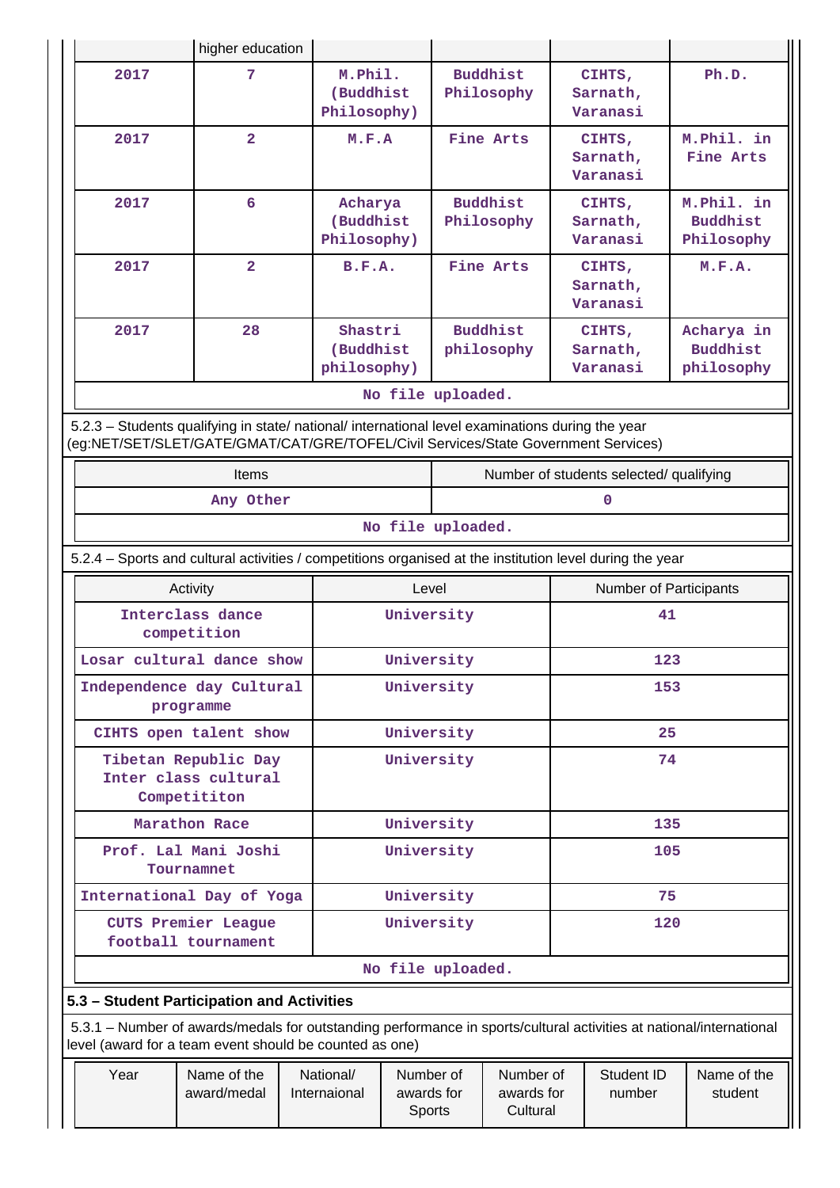| | higher education | | | | |
|---|---|---|---|---|---|
| 2017 | 7 | M.Phil. (Buddhist Philosophy) | Buddhist Philosophy | CIHTS, Sarnath, Varanasi | Ph.D. |
| 2017 | 2 | M.F.A | Fine Arts | CIHTS, Sarnath, Varanasi | M.Phil. in Fine Arts |
| 2017 | 6 | Acharya (Buddhist Philosophy) | Buddhist Philosophy | CIHTS, Sarnath, Varanasi | M.Phil. in Buddhist Philosophy |
| 2017 | 2 | B.F.A. | Fine Arts | CIHTS, Sarnath, Varanasi | M.F.A. |
| 2017 | 28 | Shastri (Buddhist philosophy) | Buddhist philosophy | CIHTS, Sarnath, Varanasi | Acharya in Buddhist philosophy |

No file uploaded.

5.2.3 – Students qualifying in state/ national/ international level examinations during the year (eg:NET/SET/SLET/GATE/GMAT/CAT/GRE/TOFEL/Civil Services/State Government Services)

| Items | Number of students selected/ qualifying |
|---|---|
| Any Other | 0 |

No file uploaded.

5.2.4 – Sports and cultural activities / competitions organised at the institution level during the year

| Activity | Level | Number of Participants |
|---|---|---|
| Interclass dance competition | University | 41 |
| Losar cultural dance show | University | 123 |
| Independence day Cultural programme | University | 153 |
| CIHTS open talent show | University | 25 |
| Tibetan Republic Day Inter class cultural Competititon | University | 74 |
| Marathon Race | University | 135 |
| Prof. Lal Mani Joshi Tournamnet | University | 105 |
| International Day of Yoga | University | 75 |
| CUTS Premier League football tournament | University | 120 |

No file uploaded.

### 5.3 – Student Participation and Activities

5.3.1 – Number of awards/medals for outstanding performance in sports/cultural activities at national/international level (award for a team event should be counted as one)

| Year | Name of the award/medal | National/ Internaional | Number of awards for Sports | Number of awards for Cultural | Student ID number | Name of the student |
|---|---|---|---|---|---|---|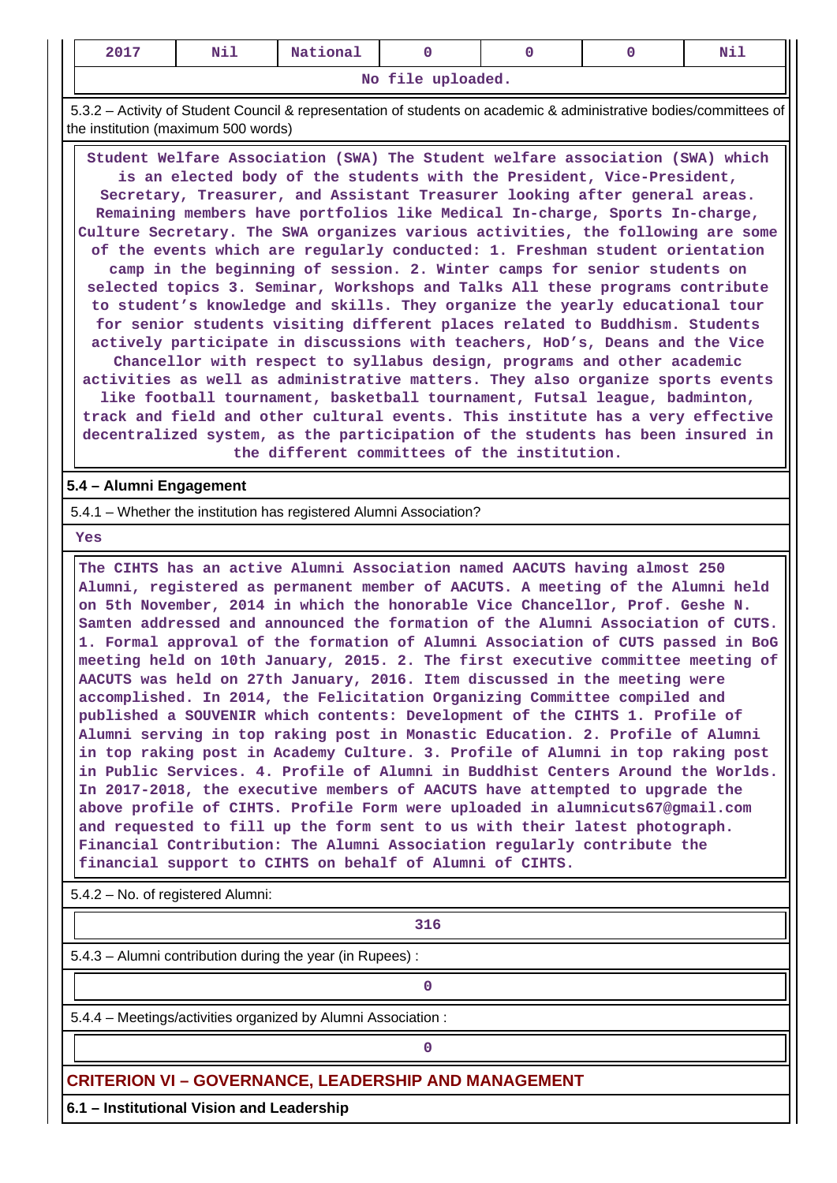| | | | | | | |
|---|---|---|---|---|---|---|
| 2017 | Nil | National | 0 | 0 | 0 | Nil |

No file uploaded.

5.3.2 – Activity of Student Council & representation of students on academic & administrative bodies/committees of the institution (maximum 500 words)

Student Welfare Association (SWA) The Student welfare association (SWA) which is an elected body of the students with the President, Vice-President, Secretary, Treasurer, and Assistant Treasurer looking after general areas. Remaining members have portfolios like Medical In-charge, Sports In-charge, Culture Secretary. The SWA organizes various activities, the following are some of the events which are regularly conducted: 1. Freshman student orientation camp in the beginning of session. 2. Winter camps for senior students on selected topics 3. Seminar, Workshops and Talks All these programs contribute to student's knowledge and skills. They organize the yearly educational tour for senior students visiting different places related to Buddhism. Students actively participate in discussions with teachers, HoD's, Deans and the Vice Chancellor with respect to syllabus design, programs and other academic activities as well as administrative matters. They also organize sports events like football tournament, basketball tournament, Futsal league, badminton, track and field and other cultural events. This institute has a very effective decentralized system, as the participation of the students has been insured in the different committees of the institution.

**5.4 – Alumni Engagement**

5.4.1 – Whether the institution has registered Alumni Association?

Yes

The CIHTS has an active Alumni Association named AACUTS having almost 250 Alumni, registered as permanent member of AACUTS. A meeting of the Alumni held on 5th November, 2014 in which the honorable Vice Chancellor, Prof. Geshe N. Samten addressed and announced the formation of the Alumni Association of CUTS. 1. Formal approval of the formation of Alumni Association of CUTS passed in BoG meeting held on 10th January, 2015. 2. The first executive committee meeting of AACUTS was held on 27th January, 2016. Item discussed in the meeting were accomplished. In 2014, the Felicitation Organizing Committee compiled and published a SOUVENIR which contents: Development of the CIHTS 1. Profile of Alumni serving in top raking post in Monastic Education. 2. Profile of Alumni in top raking post in Academy Culture. 3. Profile of Alumni in top raking post in Public Services. 4. Profile of Alumni in Buddhist Centers Around the Worlds. In 2017-2018, the executive members of AACUTS have attempted to upgrade the above profile of CIHTS. Profile Form were uploaded in alumnicuts67@gmail.com and requested to fill up the form sent to us with their latest photograph. Financial Contribution: The Alumni Association regularly contribute the financial support to CIHTS on behalf of Alumni of CIHTS.

5.4.2 – No. of registered Alumni:

316

5.4.3 – Alumni contribution during the year (in Rupees) :

0

5.4.4 – Meetings/activities organized by Alumni Association :

0

## CRITERION VI – GOVERNANCE, LEADERSHIP AND MANAGEMENT

**6.1 – Institutional Vision and Leadership**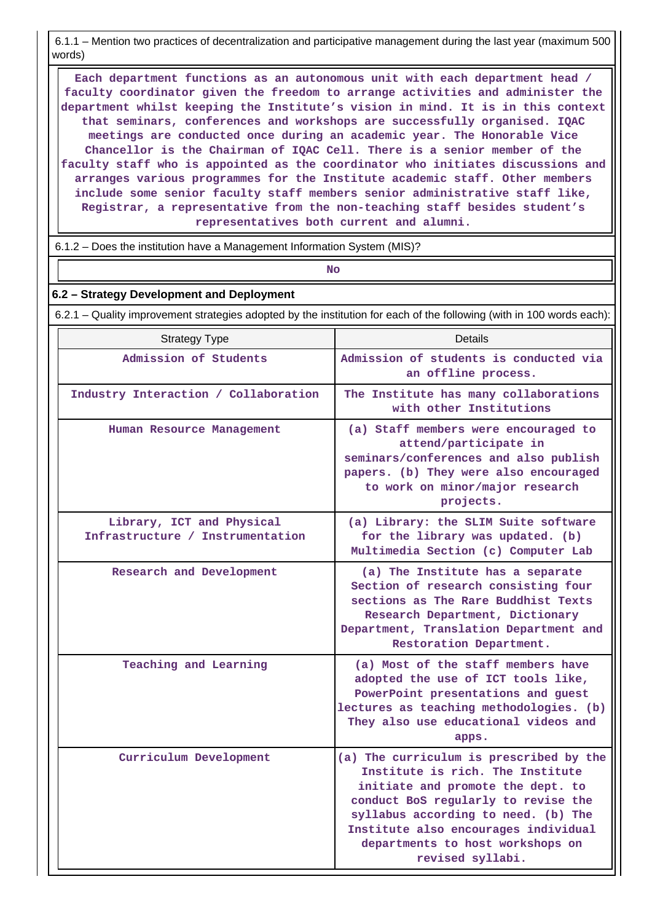6.1.1 – Mention two practices of decentralization and participative management during the last year (maximum 500 words)

Each department functions as an autonomous unit with each department head / faculty coordinator given the freedom to arrange activities and administer the department whilst keeping the Institute's vision in mind. It is in this context that seminars, conferences and workshops are successfully organised. IQAC meetings are conducted once during an academic year. The Honorable Vice Chancellor is the Chairman of IQAC Cell. There is a senior member of the faculty staff who is appointed as the coordinator who initiates discussions and arranges various programmes for the Institute academic staff. Other members include some senior faculty staff members senior administrative staff like, Registrar, a representative from the non-teaching staff besides student's representatives both current and alumni.

6.1.2 – Does the institution have a Management Information System (MIS)?

No

## 6.2 – Strategy Development and Deployment

6.2.1 – Quality improvement strategies adopted by the institution for each of the following (with in 100 words each):

| Strategy Type | Details |
|---|---|
| Admission of Students | Admission of students is conducted via an offline process. |
| Industry Interaction / Collaboration | The Institute has many collaborations with other Institutions |
| Human Resource Management | (a) Staff members were encouraged to attend/participate in seminars/conferences and also publish papers. (b) They were also encouraged to work on minor/major research projects. |
| Library, ICT and Physical Infrastructure / Instrumentation | (a) Library: the SLIM Suite software for the library was updated. (b) Multimedia Section (c) Computer Lab |
| Research and Development | (a) The Institute has a separate Section of research consisting four sections as The Rare Buddhist Texts Research Department, Dictionary Department, Translation Department and Restoration Department. |
| Teaching and Learning | (a) Most of the staff members have adopted the use of ICT tools like, PowerPoint presentations and guest lectures as teaching methodologies. (b) They also use educational videos and apps. |
| Curriculum Development | (a) The curriculum is prescribed by the Institute is rich. The Institute initiate and promote the dept. to conduct BoS regularly to revise the syllabus according to need. (b) The Institute also encourages individual departments to host workshops on revised syllabi. |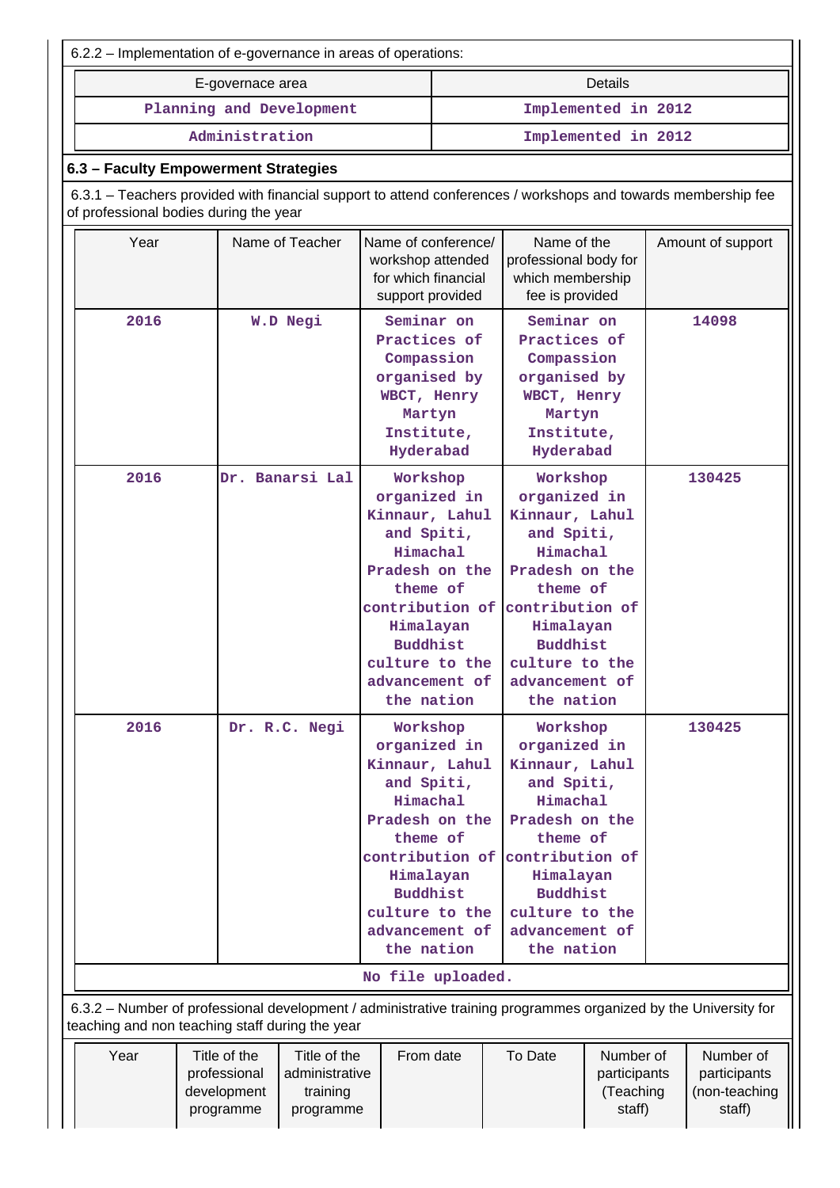6.2.2 – Implementation of e-governance in areas of operations:

| E-governace area | Details |
|---|---|
| Planning and Development | Implemented in 2012 |
| Administration | Implemented in 2012 |

### 6.3 – Faculty Empowerment Strategies

6.3.1 – Teachers provided with financial support to attend conferences / workshops and towards membership fee of professional bodies during the year

| Year | Name of Teacher | Name of conference/ workshop attended for which financial support provided | Name of the professional body for which membership fee is provided | Amount of support |
|---|---|---|---|---|
| 2016 | W.D Negi | Seminar on Practices of Compassion organised by WBCT, Henry Martyn Institute, Hyderabad | Seminar on Practices of Compassion organised by WBCT, Henry Martyn Institute, Hyderabad | 14098 |
| 2016 | Dr. Banarsi Lal | Workshop organized in Kinnaur, Lahul and Spiti, Himachal Pradesh on the theme of contribution of Himalayan Buddhist culture to the advancement of the nation | Workshop organized in Kinnaur, Lahul and Spiti, Himachal Pradesh on the theme of contribution of Himalayan Buddhist culture to the advancement of the nation | 130425 |
| 2016 | Dr. R.C. Negi | Workshop organized in Kinnaur, Lahul and Spiti, Himachal Pradesh on the theme of contribution of Himalayan Buddhist culture to the advancement of the nation | Workshop organized in Kinnaur, Lahul and Spiti, Himachal Pradesh on the theme of contribution of Himalayan Buddhist culture to the advancement of the nation | 130425 |

No file uploaded.

6.3.2 – Number of professional development / administrative training programmes organized by the University for teaching and non teaching staff during the year

| Year | Title of the professional development programme | Title of the administrative training programme | From date | To Date | Number of participants (Teaching staff) | Number of participants (non-teaching staff) |
|---|---|---|---|---|---|---|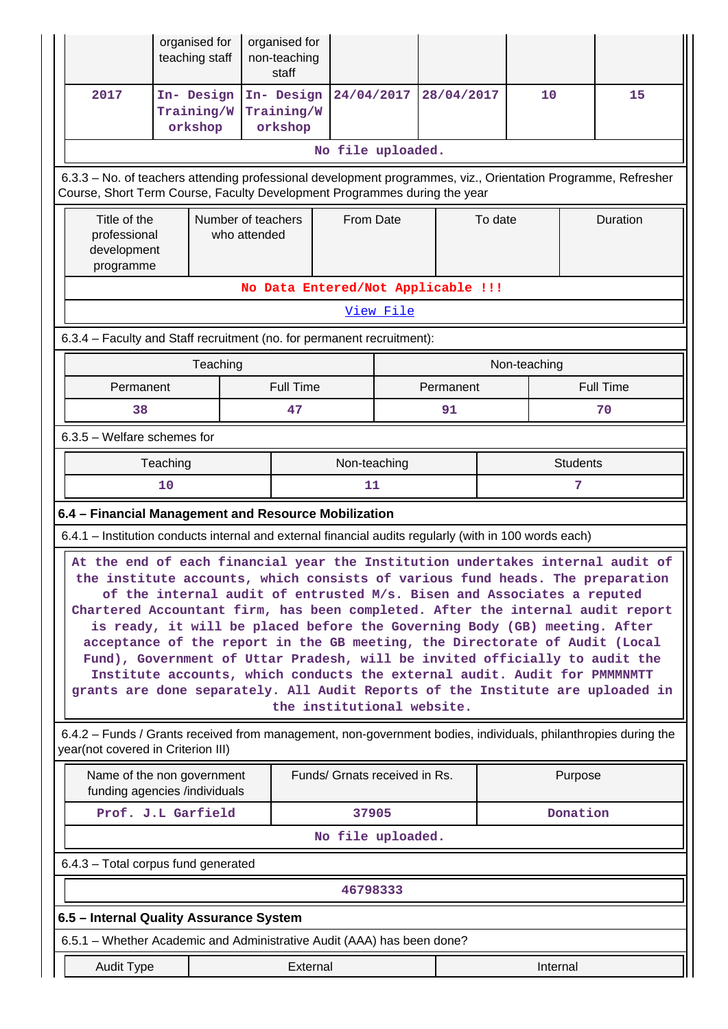| | organised for teaching staff | organised for non-teaching staff | | | | |
|---|---|---|---|---|---|---|
| 2017 | In- Design Training/Workshop | In- Design Training/Workshop | 24/04/2017 | 28/04/2017 | 10 | 15 |
| No file uploaded. | | | | | | |

6.3.3 – No. of teachers attending professional development programmes, viz., Orientation Programme, Refresher Course, Short Term Course, Faculty Development Programmes during the year

| Title of the professional development programme | Number of teachers who attended | From Date | To date | Duration |
|---|---|---|---|---|
| No Data Entered/Not Applicable !!! | | | | |
| View File | | | | |

6.3.4 – Faculty and Staff recruitment (no. for permanent recruitment):

| Teaching | | Non-teaching | |
|---|---|---|---|
| Permanent | Full Time | Permanent | Full Time |
| 38 | 47 | 91 | 70 |

6.3.5 – Welfare schemes for

| Teaching | Non-teaching | Students |
|---|---|---|
| 10 | 11 | 7 |

### 6.4 – Financial Management and Resource Mobilization

6.4.1 – Institution conducts internal and external financial audits regularly (with in 100 words each)

At the end of each financial year the Institution undertakes internal audit of the institute accounts, which consists of various fund heads. The preparation of the internal audit of entrusted M/s. Bisen and Associates a reputed Chartered Accountant firm, has been completed. After the internal audit report is ready, it will be placed before the Governing Body (GB) meeting. After acceptance of the report in the GB meeting, the Directorate of Audit (Local Fund), Government of Uttar Pradesh, will be invited officially to audit the Institute accounts, which conducts the external audit. Audit for PMMMNMTT grants are done separately. All Audit Reports of the Institute are uploaded in the institutional website.

6.4.2 – Funds / Grants received from management, non-government bodies, individuals, philanthropies during the year(not covered in Criterion III)

| Name of the non government funding agencies /individuals | Funds/ Grnats received in Rs. | Purpose |
|---|---|---|
| Prof. J.L Garfield | 37905 | Donation |
| No file uploaded. | | |

6.4.3 – Total corpus fund generated

| |
|---|
| 46798333 |

### 6.5 – Internal Quality Assurance System

6.5.1 – Whether Academic and Administrative Audit (AAA) has been done?

| Audit Type | External | Internal |
|---|---|---|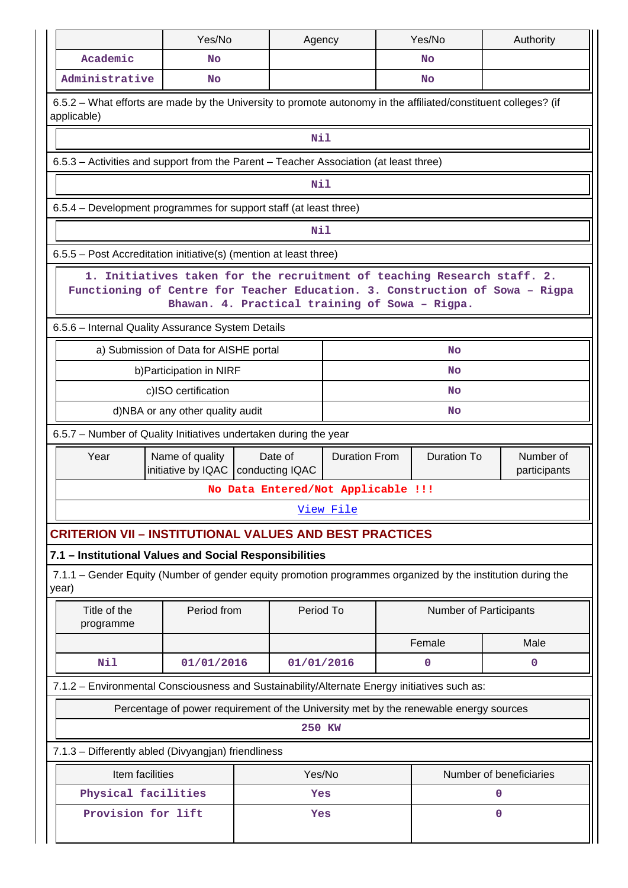| | Yes/No | Agency | Yes/No | Authority |
|---|---|---|---|---|
| Academic | No | | No | |
| Administrative | No | | No | |

6.5.2 – What efforts are made by the University to promote autonomy in the affiliated/constituent colleges? (if applicable)

Nil

6.5.3 – Activities and support from the Parent – Teacher Association (at least three)

Nil

6.5.4 – Development programmes for support staff (at least three)

Nil

6.5.5 – Post Accreditation initiative(s) (mention at least three)

1. Initiatives taken for the recruitment of teaching Research staff. 2. Functioning of Centre for Teacher Education. 3. Construction of Sowa – Rigpa Bhawan. 4. Practical training of Sowa – Rigpa.

6.5.6 – Internal Quality Assurance System Details

| | |
|---|---|
| a) Submission of Data for AISHE portal | No |
| b)Participation in NIRF | No |
| c)ISO certification | No |
| d)NBA or any other quality audit | No |

6.5.7 – Number of Quality Initiatives undertaken during the year

| Year | Name of quality initiative by IQAC | Date of conducting IQAC | Duration From | Duration To | Number of participants |
|---|---|---|---|---|---|
| No Data Entered/Not Applicable !!! | | | | | |

View File

## CRITERION VII – INSTITUTIONAL VALUES AND BEST PRACTICES

### 7.1 – Institutional Values and Social Responsibilities

7.1.1 – Gender Equity (Number of gender equity promotion programmes organized by the institution during the year)

| Title of the programme | Period from | Period To | Number of Participants | |
|---|---|---|---|---|
| | | | Female | Male |
| Nil | 01/01/2016 | 01/01/2016 | 0 | 0 |

7.1.2 – Environmental Consciousness and Sustainability/Alternate Energy initiatives such as:

| Percentage of power requirement of the University met by the renewable energy sources |
|---|
| 250 KW |

7.1.3 – Differently abled (Divyangjan) friendliness

| Item facilities | Yes/No | Number of beneficiaries |
|---|---|---|
| Physical facilities | Yes | 0 |
| Provision for lift | Yes | 0 |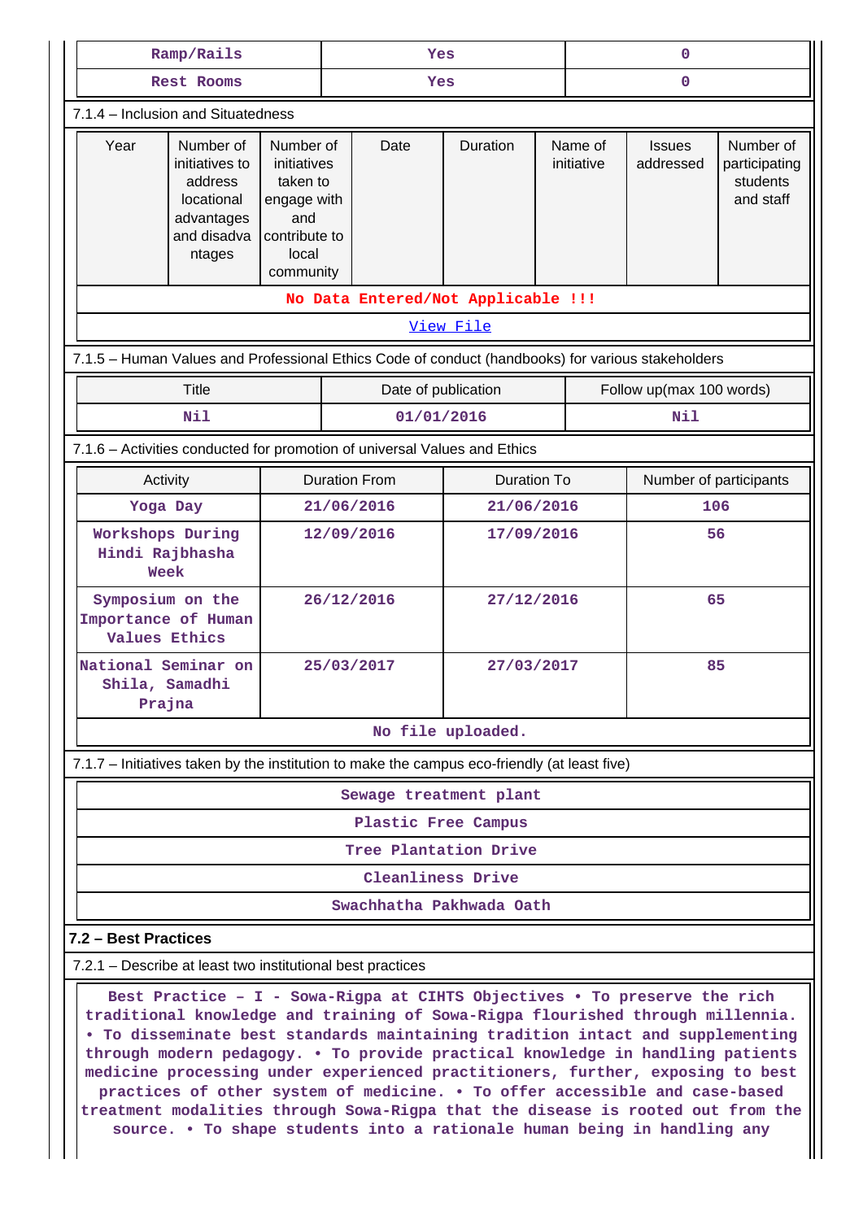| | | |
|---|---|---|
| Ramp/Rails | Yes | 0 |
| Rest Rooms | Yes | 0 |

7.1.4 – Inclusion and Situatedness

| Year | Number of initiatives to address locational advantages and disadvantages | Number of initiatives taken to engage with and contribute to local community | Date | Duration | Name of initiative | Issues addressed | Number of participating students and staff |
|---|---|---|---|---|---|---|---|
| No Data Entered/Not Applicable !!! | | | | | | | |
| View File | | | | | | | |

7.1.5 – Human Values and Professional Ethics Code of conduct (handbooks) for various stakeholders

| Title | Date of publication | Follow up(max 100 words) |
|---|---|---|
| Nil | 01/01/2016 | Nil |

7.1.6 – Activities conducted for promotion of universal Values and Ethics

| Activity | Duration From | Duration To | Number of participants |
|---|---|---|---|
| Yoga Day | 21/06/2016 | 21/06/2016 | 106 |
| Workshops During Hindi Rajbhasha Week | 12/09/2016 | 17/09/2016 | 56 |
| Symposium on the Importance of Human Values Ethics | 26/12/2016 | 27/12/2016 | 65 |
| National Seminar on Shila, Samadhi Prajna | 25/03/2017 | 27/03/2017 | 85 |
| No file uploaded. | | | |

7.1.7 – Initiatives taken by the institution to make the campus eco-friendly (at least five)

| |
|---|
| Sewage treatment plant |
| Plastic Free Campus |
| Tree Plantation Drive |
| Cleanliness Drive |
| Swachhatha Pakhwada Oath |

## 7.2 – Best Practices

7.2.1 – Describe at least two institutional best practices

Best Practice – I - Sowa-Rigpa at CIHTS Objectives • To preserve the rich traditional knowledge and training of Sowa-Rigpa flourished through millennia. • To disseminate best standards maintaining tradition intact and supplementing through modern pedagogy. • To provide practical knowledge in handling patients medicine processing under experienced practitioners, further, exposing to best practices of other system of medicine. • To offer accessible and case-based treatment modalities through Sowa-Rigpa that the disease is rooted out from the source. • To shape students into a rationale human being in handling any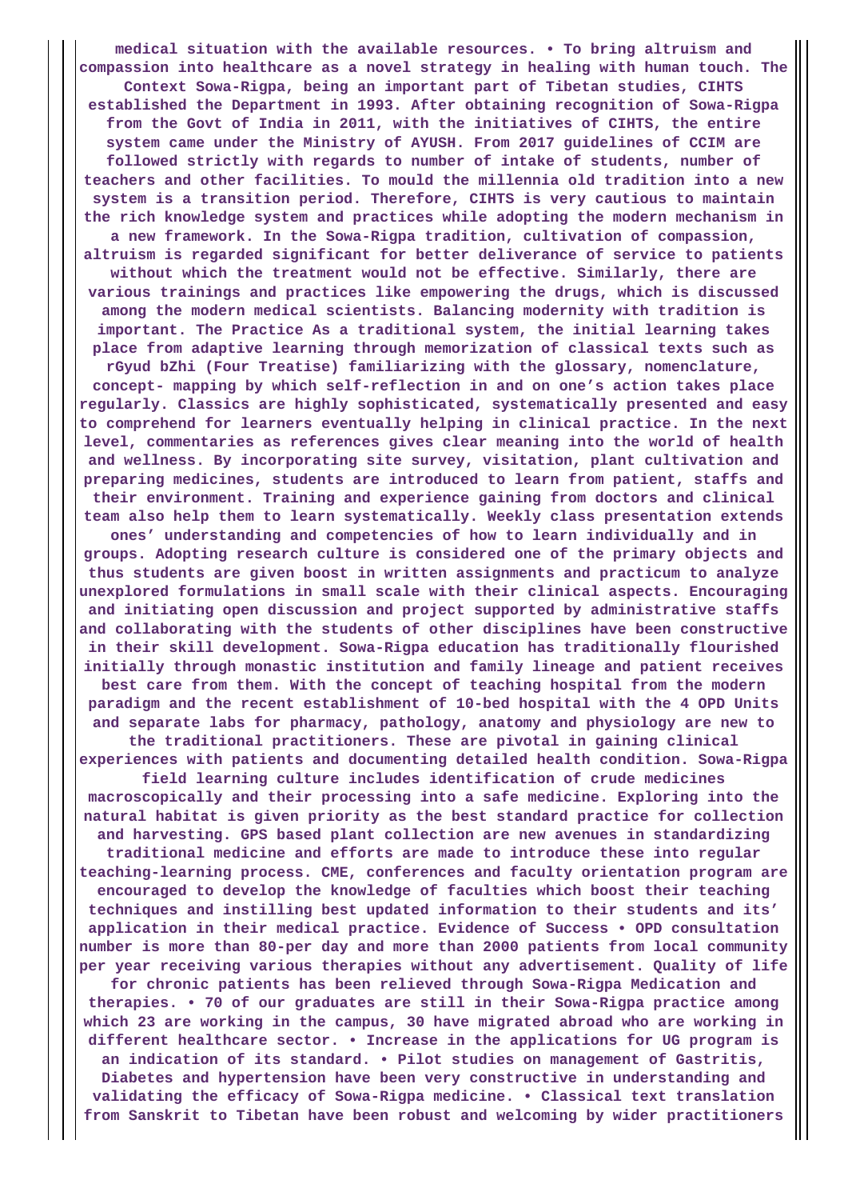**medical situation with the available resources. • To bring altruism and compassion into healthcare as a novel strategy in healing with human touch. The Context Sowa-Rigpa, being an important part of Tibetan studies, CIHTS established the Department in 1993. After obtaining recognition of Sowa-Rigpa from the Govt of India in 2011, with the initiatives of CIHTS, the entire system came under the Ministry of AYUSH. From 2017 guidelines of CCIM are followed strictly with regards to number of intake of students, number of teachers and other facilities. To mould the millennia old tradition into a new system is a transition period. Therefore, CIHTS is very cautious to maintain the rich knowledge system and practices while adopting the modern mechanism in a new framework. In the Sowa-Rigpa tradition, cultivation of compassion, altruism is regarded significant for better deliverance of service to patients without which the treatment would not be effective. Similarly, there are various trainings and practices like empowering the drugs, which is discussed among the modern medical scientists. Balancing modernity with tradition is important. The Practice As a traditional system, the initial learning takes place from adaptive learning through memorization of classical texts such as rGyud bZhi (Four Treatise) familiarizing with the glossary, nomenclature, concept- mapping by which self-reflection in and on one's action takes place regularly. Classics are highly sophisticated, systematically presented and easy to comprehend for learners eventually helping in clinical practice. In the next level, commentaries as references gives clear meaning into the world of health and wellness. By incorporating site survey, visitation, plant cultivation and preparing medicines, students are introduced to learn from patient, staffs and their environment. Training and experience gaining from doctors and clinical team also help them to learn systematically. Weekly class presentation extends ones' understanding and competencies of how to learn individually and in groups. Adopting research culture is considered one of the primary objects and thus students are given boost in written assignments and practicum to analyze unexplored formulations in small scale with their clinical aspects. Encouraging and initiating open discussion and project supported by administrative staffs and collaborating with the students of other disciplines have been constructive in their skill development. Sowa-Rigpa education has traditionally flourished initially through monastic institution and family lineage and patient receives best care from them. With the concept of teaching hospital from the modern paradigm and the recent establishment of 10-bed hospital with the 4 OPD Units and separate labs for pharmacy, pathology, anatomy and physiology are new to the traditional practitioners. These are pivotal in gaining clinical experiences with patients and documenting detailed health condition. Sowa-Rigpa field learning culture includes identification of crude medicines macroscopically and their processing into a safe medicine. Exploring into the natural habitat is given priority as the best standard practice for collection and harvesting. GPS based plant collection are new avenues in standardizing traditional medicine and efforts are made to introduce these into regular teaching-learning process. CME, conferences and faculty orientation program are encouraged to develop the knowledge of faculties which boost their teaching techniques and instilling best updated information to their students and its' application in their medical practice. Evidence of Success • OPD consultation number is more than 80-per day and more than 2000 patients from local community per year receiving various therapies without any advertisement. Quality of life for chronic patients has been relieved through Sowa-Rigpa Medication and therapies. • 70 of our graduates are still in their Sowa-Rigpa practice among which 23 are working in the campus, 30 have migrated abroad who are working in different healthcare sector. • Increase in the applications for UG program is an indication of its standard. • Pilot studies on management of Gastritis, Diabetes and hypertension have been very constructive in understanding and validating the efficacy of Sowa-Rigpa medicine. • Classical text translation from Sanskrit to Tibetan have been robust and welcoming by wider practitioners**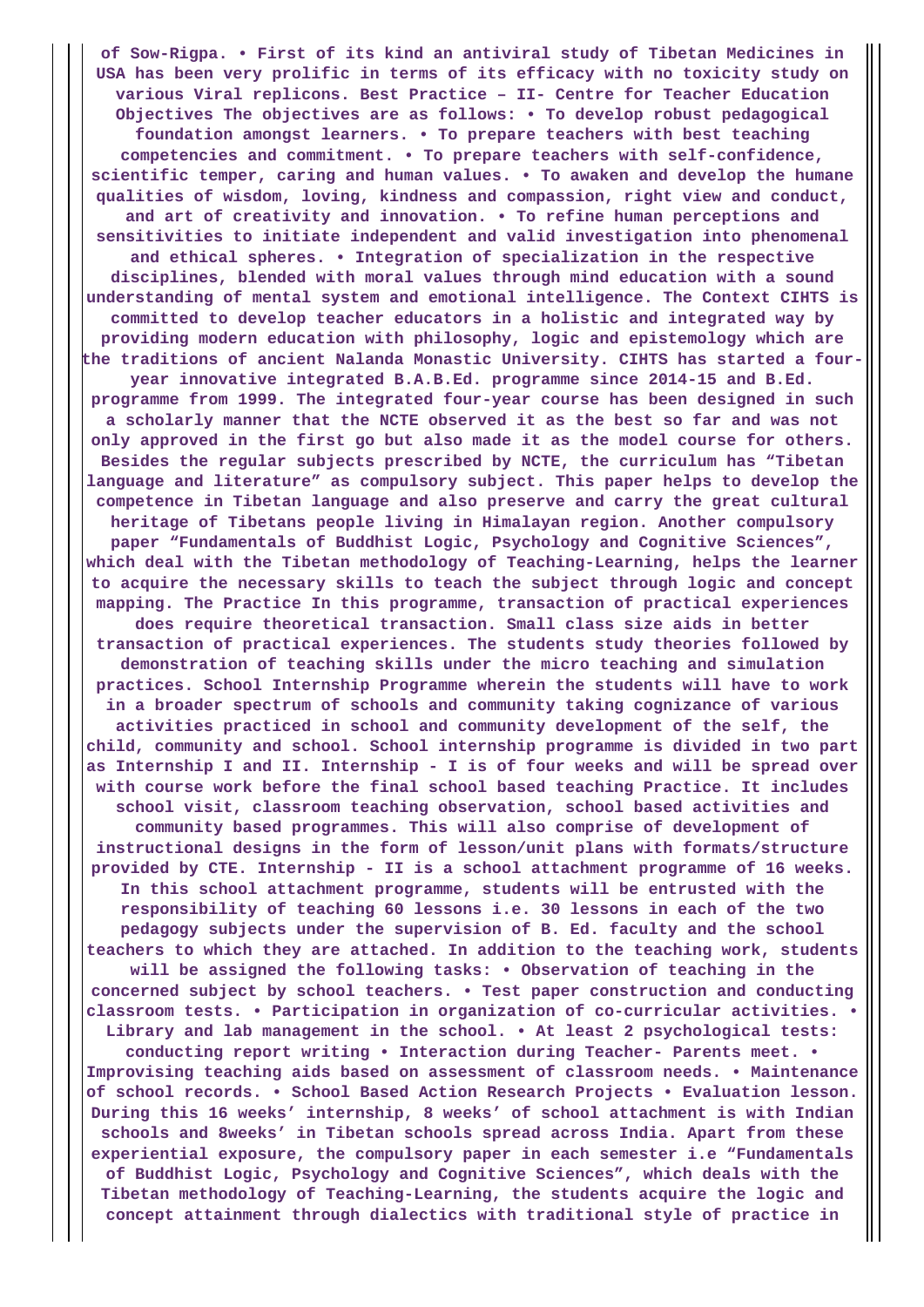**of Sow-Rigpa. • First of its kind an antiviral study of Tibetan Medicines in USA has been very prolific in terms of its efficacy with no toxicity study on various Viral replicons. Best Practice – II- Centre for Teacher Education Objectives The objectives are as follows: • To develop robust pedagogical foundation amongst learners. • To prepare teachers with best teaching competencies and commitment. • To prepare teachers with self-confidence, scientific temper, caring and human values. • To awaken and develop the humane qualities of wisdom, loving, kindness and compassion, right view and conduct, and art of creativity and innovation. • To refine human perceptions and sensitivities to initiate independent and valid investigation into phenomenal and ethical spheres. • Integration of specialization in the respective disciplines, blended with moral values through mind education with a sound understanding of mental system and emotional intelligence. The Context CIHTS is committed to develop teacher educators in a holistic and integrated way by providing modern education with philosophy, logic and epistemology which are the traditions of ancient Nalanda Monastic University. CIHTS has started a four-year innovative integrated B.A.B.Ed. programme since 2014-15 and B.Ed. programme from 1999. The integrated four-year course has been designed in such a scholarly manner that the NCTE observed it as the best so far and was not only approved in the first go but also made it as the model course for others. Besides the regular subjects prescribed by NCTE, the curriculum has "Tibetan language and literature" as compulsory subject. This paper helps to develop the competence in Tibetan language and also preserve and carry the great cultural heritage of Tibetans people living in Himalayan region. Another compulsory paper "Fundamentals of Buddhist Logic, Psychology and Cognitive Sciences", which deal with the Tibetan methodology of Teaching-Learning, helps the learner to acquire the necessary skills to teach the subject through logic and concept mapping. The Practice In this programme, transaction of practical experiences does require theoretical transaction. Small class size aids in better transaction of practical experiences. The students study theories followed by demonstration of teaching skills under the micro teaching and simulation practices. School Internship Programme wherein the students will have to work in a broader spectrum of schools and community taking cognizance of various activities practiced in school and community development of the self, the child, community and school. School internship programme is divided in two part as Internship I and II. Internship - I is of four weeks and will be spread over with course work before the final school based teaching Practice. It includes school visit, classroom teaching observation, school based activities and community based programmes. This will also comprise of development of instructional designs in the form of lesson/unit plans with formats/structure provided by CTE. Internship - II is a school attachment programme of 16 weeks. In this school attachment programme, students will be entrusted with the responsibility of teaching 60 lessons i.e. 30 lessons in each of the two pedagogy subjects under the supervision of B. Ed. faculty and the school teachers to which they are attached. In addition to the teaching work, students will be assigned the following tasks: • Observation of teaching in the concerned subject by school teachers. • Test paper construction and conducting classroom tests. • Participation in organization of co-curricular activities. • Library and lab management in the school. • At least 2 psychological tests: conducting report writing • Interaction during Teacher- Parents meet. • Improvising teaching aids based on assessment of classroom needs. • Maintenance of school records. • School Based Action Research Projects • Evaluation lesson. During this 16 weeks' internship, 8 weeks' of school attachment is with Indian schools and 8weeks' in Tibetan schools spread across India. Apart from these experiential exposure, the compulsory paper in each semester i.e "Fundamentals of Buddhist Logic, Psychology and Cognitive Sciences", which deals with the Tibetan methodology of Teaching-Learning, the students acquire the logic and concept attainment through dialectics with traditional style of practice in**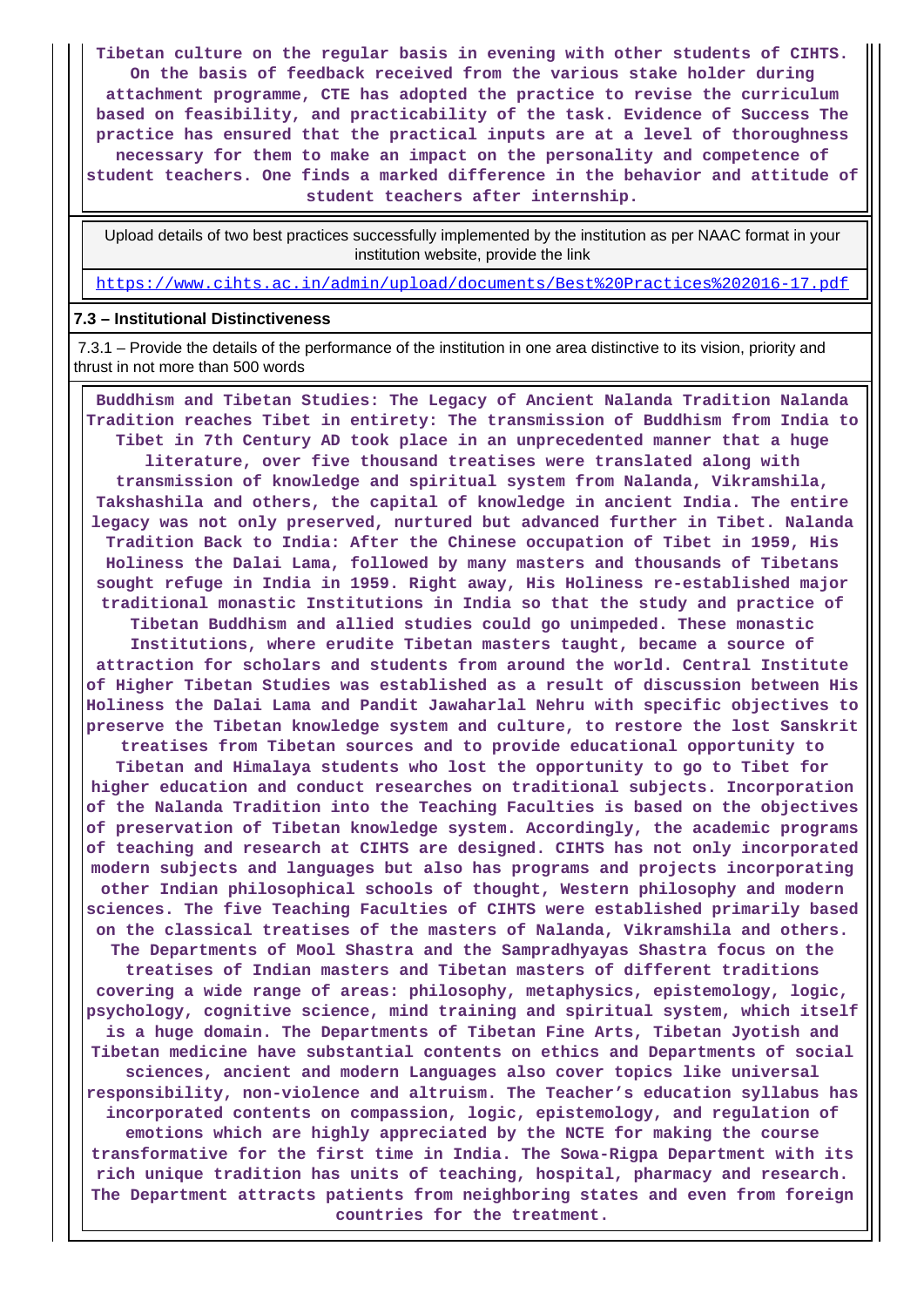Tibetan culture on the regular basis in evening with other students of CIHTS. On the basis of feedback received from the various stake holder during attachment programme, CTE has adopted the practice to revise the curriculum based on feasibility, and practicability of the task. Evidence of Success The practice has ensured that the practical inputs are at a level of thoroughness necessary for them to make an impact on the personality and competence of student teachers. One finds a marked difference in the behavior and attitude of student teachers after internship.

| Upload details of two best practices successfully implemented by the institution as per NAAC format in your institution website, provide the link |
|---|
| https://www.cihts.ac.in/admin/upload/documents/Best%20Practices%202016-17.pdf |

**7.3 – Institutional Distinctiveness**

7.3.1 – Provide the details of the performance of the institution in one area distinctive to its vision, priority and thrust in not more than 500 words

Buddhism and Tibetan Studies: The Legacy of Ancient Nalanda Tradition Nalanda Tradition reaches Tibet in entirety: The transmission of Buddhism from India to Tibet in 7th Century AD took place in an unprecedented manner that a huge literature, over five thousand treatises were translated along with transmission of knowledge and spiritual system from Nalanda, Vikramshila, Takshashila and others, the capital of knowledge in ancient India. The entire legacy was not only preserved, nurtured but advanced further in Tibet. Nalanda Tradition Back to India: After the Chinese occupation of Tibet in 1959, His Holiness the Dalai Lama, followed by many masters and thousands of Tibetans sought refuge in India in 1959. Right away, His Holiness re-established major traditional monastic Institutions in India so that the study and practice of Tibetan Buddhism and allied studies could go unimpeded. These monastic Institutions, where erudite Tibetan masters taught, became a source of attraction for scholars and students from around the world. Central Institute of Higher Tibetan Studies was established as a result of discussion between His Holiness the Dalai Lama and Pandit Jawaharlal Nehru with specific objectives to preserve the Tibetan knowledge system and culture, to restore the lost Sanskrit treatises from Tibetan sources and to provide educational opportunity to Tibetan and Himalaya students who lost the opportunity to go to Tibet for higher education and conduct researches on traditional subjects. Incorporation of the Nalanda Tradition into the Teaching Faculties is based on the objectives of preservation of Tibetan knowledge system. Accordingly, the academic programs of teaching and research at CIHTS are designed. CIHTS has not only incorporated modern subjects and languages but also has programs and projects incorporating other Indian philosophical schools of thought, Western philosophy and modern sciences. The five Teaching Faculties of CIHTS were established primarily based on the classical treatises of the masters of Nalanda, Vikramshila and others. The Departments of Mool Shastra and the Sampradhyayas Shastra focus on the treatises of Indian masters and Tibetan masters of different traditions covering a wide range of areas: philosophy, metaphysics, epistemology, logic, psychology, cognitive science, mind training and spiritual system, which itself is a huge domain. The Departments of Tibetan Fine Arts, Tibetan Jyotish and Tibetan medicine have substantial contents on ethics and Departments of social sciences, ancient and modern Languages also cover topics like universal responsibility, non-violence and altruism. The Teacher's education syllabus has incorporated contents on compassion, logic, epistemology, and regulation of emotions which are highly appreciated by the NCTE for making the course transformative for the first time in India. The Sowa-Rigpa Department with its rich unique tradition has units of teaching, hospital, pharmacy and research. The Department attracts patients from neighboring states and even from foreign countries for the treatment.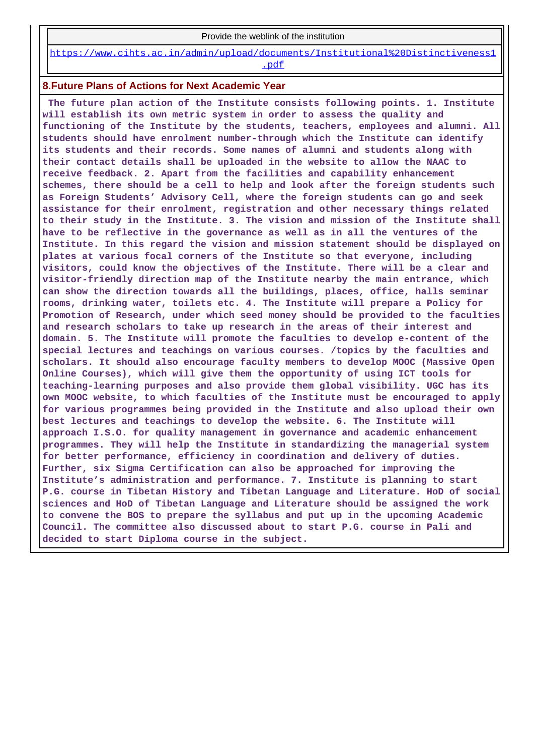| Provide the weblink of the institution |
| --- |
| https://www.cihts.ac.in/admin/upload/documents/Institutional%20Distinctiveness1.pdf |

## 8.Future Plans of Actions for Next Academic Year

The future plan action of the Institute consists following points. 1. Institute will establish its own metric system in order to assess the quality and functioning of the Institute by the students, teachers, employees and alumni. All students should have enrolment number-through which the Institute can identify its students and their records. Some names of alumni and students along with their contact details shall be uploaded in the website to allow the NAAC to receive feedback. 2. Apart from the facilities and capability enhancement schemes, there should be a cell to help and look after the foreign students such as Foreign Students' Advisory Cell, where the foreign students can go and seek assistance for their enrolment, registration and other necessary things related to their study in the Institute. 3. The vision and mission of the Institute shall have to be reflective in the governance as well as in all the ventures of the Institute. In this regard the vision and mission statement should be displayed on plates at various focal corners of the Institute so that everyone, including visitors, could know the objectives of the Institute. There will be a clear and visitor-friendly direction map of the Institute nearby the main entrance, which can show the direction towards all the buildings, places, office, halls seminar rooms, drinking water, toilets etc. 4. The Institute will prepare a Policy for Promotion of Research, under which seed money should be provided to the faculties and research scholars to take up research in the areas of their interest and domain. 5. The Institute will promote the faculties to develop e-content of the special lectures and teachings on various courses. /topics by the faculties and scholars. It should also encourage faculty members to develop MOOC (Massive Open Online Courses), which will give them the opportunity of using ICT tools for teaching-learning purposes and also provide them global visibility. UGC has its own MOOC website, to which faculties of the Institute must be encouraged to apply for various programmes being provided in the Institute and also upload their own best lectures and teachings to develop the website. 6. The Institute will approach I.S.O. for quality management in governance and academic enhancement programmes. They will help the Institute in standardizing the managerial system for better performance, efficiency in coordination and delivery of duties. Further, six Sigma Certification can also be approached for improving the Institute's administration and performance. 7. Institute is planning to start P.G. course in Tibetan History and Tibetan Language and Literature. HoD of social sciences and HoD of Tibetan Language and Literature should be assigned the work to convene the BOS to prepare the syllabus and put up in the upcoming Academic Council. The committee also discussed about to start P.G. course in Pali and decided to start Diploma course in the subject.